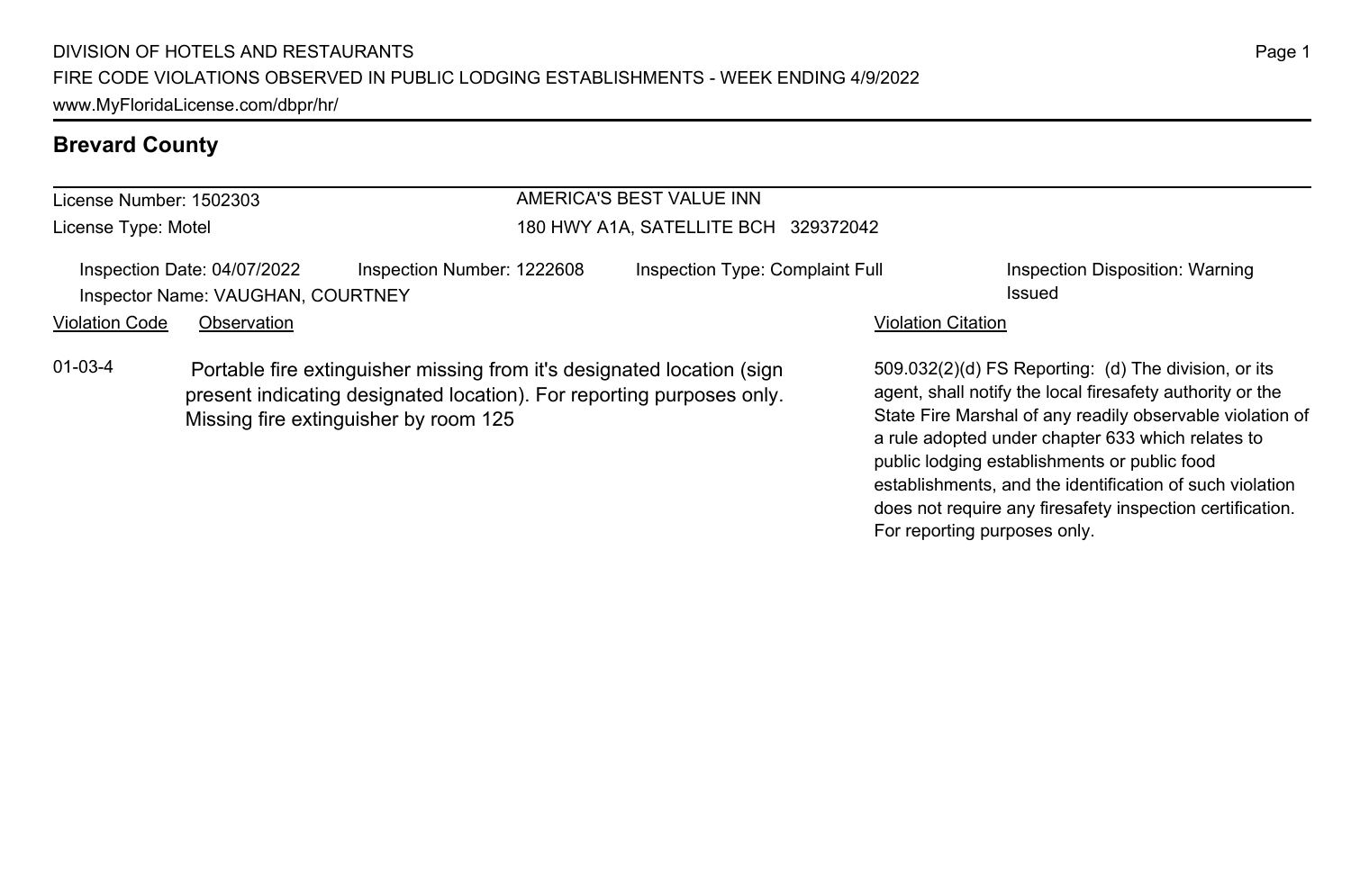DIVISION OF HOTELS AND RESTAURANTS
FIRE CODE VIOLATIONS OBSERVED IN PUBLIC LODGING ESTABLISHMENTS - WEEK ENDING 4/9/2022
www.MyFloridaLicense.com/dbpr/hr/

## Brevard County

License Number: 1502303
License Type: Motel

AMERICA'S BEST VALUE INN
180 HWY A1A, SATELLITE BCH 329372042

Inspection Date: 04/07/2022 | Inspection Number: 1222608 | Inspection Type: Complaint Full | Inspection Disposition: Warning Issued
Inspector Name: VAUGHAN, COURTNEY

| Violation Code | Observation | Violation Citation |
| --- | --- | --- |
| 01-03-4 | Portable fire extinguisher missing from it's designated location (sign present indicating designated location). For reporting purposes only. Missing fire extinguisher by room 125 | 509.032(2)(d) FS Reporting: (d) The division, or its agent, shall notify the local firesafety authority or the State Fire Marshal of any readily observable violation of a rule adopted under chapter 633 which relates to public lodging establishments or public food establishments, and the identification of such violation does not require any firesafety inspection certification. For reporting purposes only. |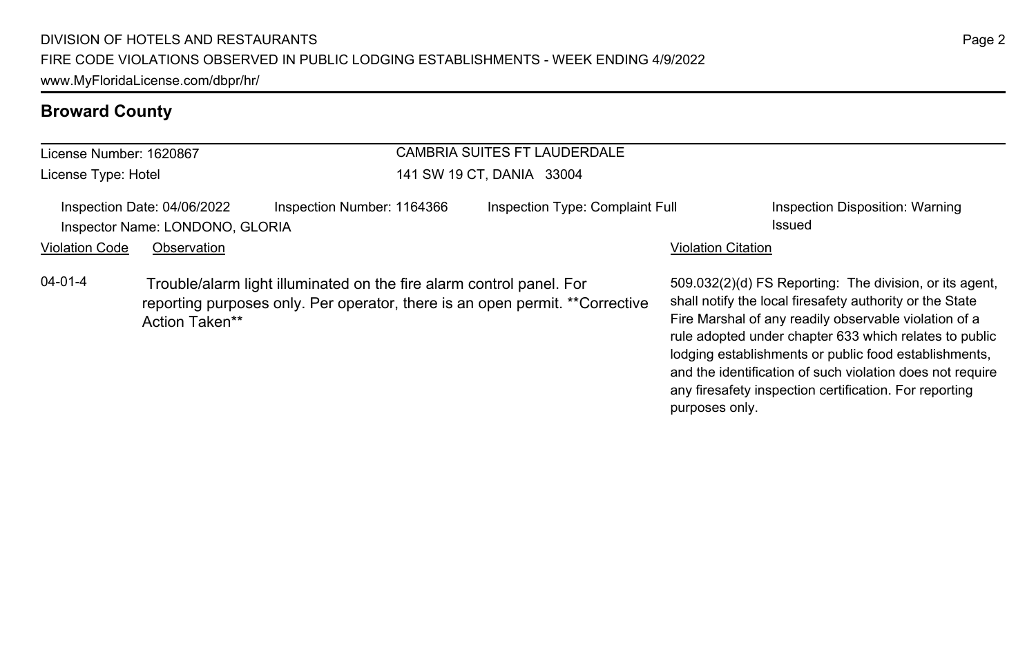## Broward County

License Number: 1620867
License Type: Hotel

CAMBRIA SUITES FT LAUDERDALE
141 SW 19 CT, DANIA 33004

Inspection Date: 04/06/2022 | Inspection Number: 1164366 | Inspection Type: Complaint Full | Inspection Disposition: Warning Issued
Inspector Name: LONDONO, GLORIA

| Violation Code | Observation | Violation Citation |
|---|---|---|
| 04-01-4 | Trouble/alarm light illuminated on the fire alarm control panel. For reporting purposes only. Per operator, there is an open permit. **Corrective Action Taken** | 509.032(2)(d) FS Reporting: The division, or its agent, shall notify the local firesafety authority or the State Fire Marshal of any readily observable violation of a rule adopted under chapter 633 which relates to public lodging establishments or public food establishments, and the identification of such violation does not require any firesafety inspection certification. For reporting purposes only. |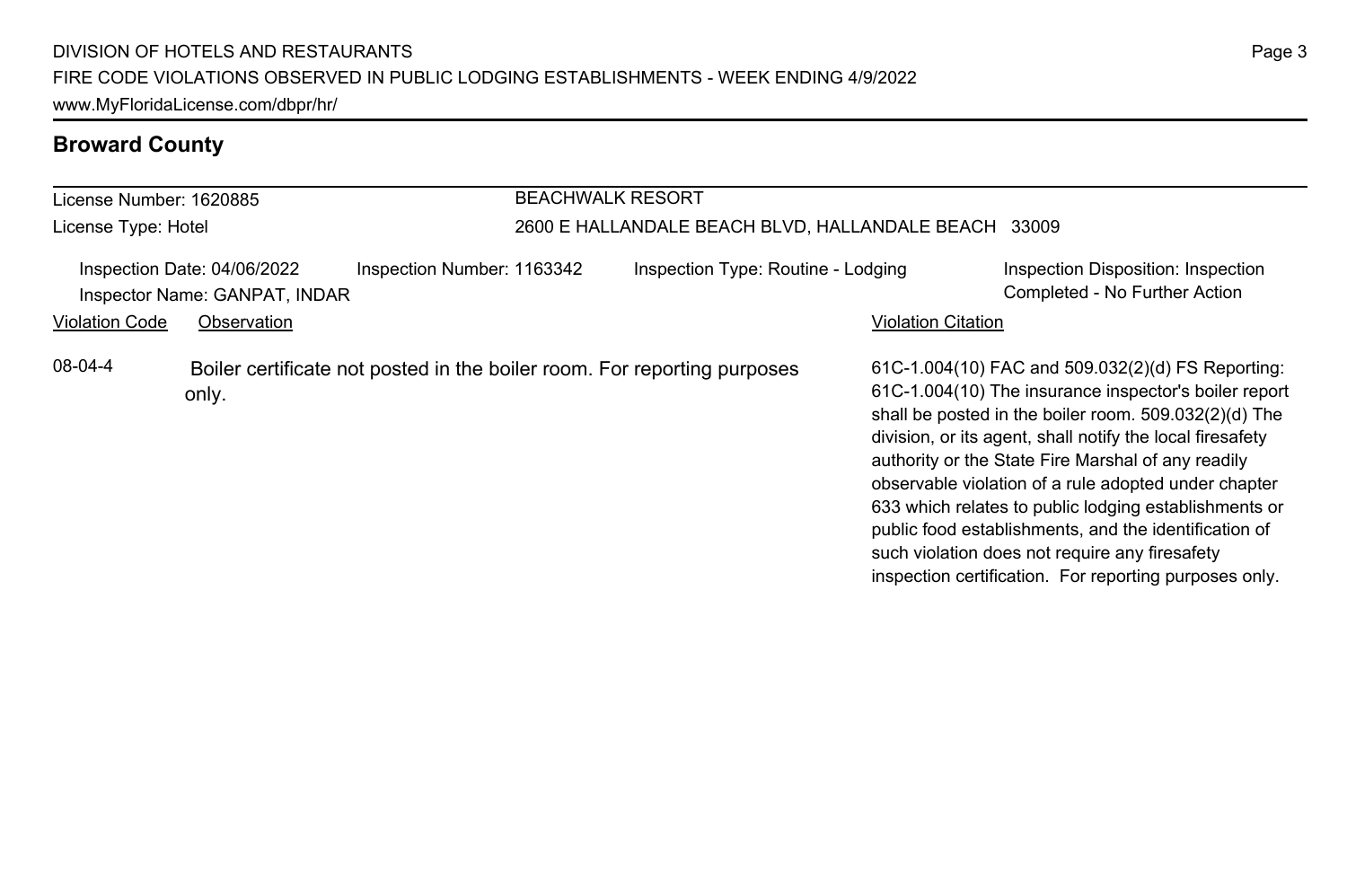## Broward County

License Number: 1620885
License Type: Hotel

**BEACHWALK RESORT**
2600 E HALLANDALE BEACH BLVD, HALLANDALE BEACH 33009

Inspection Date: 04/06/2022
Inspector Name: GANPAT, INDAR
Inspection Number: 1163342
Inspection Type: Routine - Lodging
Inspection Disposition: Inspection Completed - No Further Action

| Violation Code | Observation | Violation Citation |
| --- | --- | --- |
| 08-04-4 | Boiler certificate not posted in the boiler room. For reporting purposes only. | 61C-1.004(10) FAC and 509.032(2)(d) FS Reporting: 61C-1.004(10) The insurance inspector's boiler report shall be posted in the boiler room. 509.032(2)(d) The division, or its agent, shall notify the local firesafety authority or the State Fire Marshal of any readily observable violation of a rule adopted under chapter 633 which relates to public lodging establishments or public food establishments, and the identification of such violation does not require any firesafety inspection certification. For reporting purposes only. |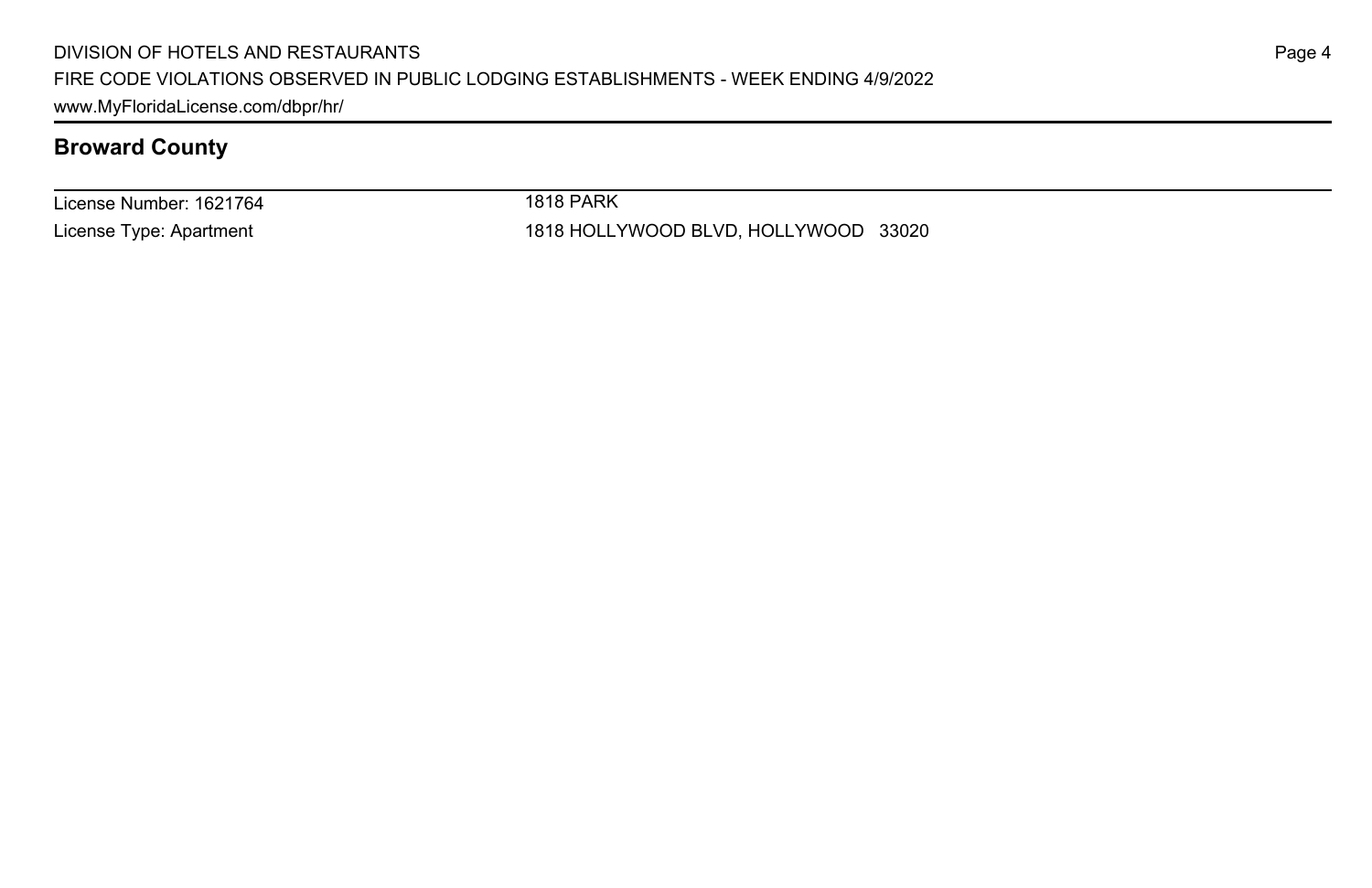## Broward County

License Number: 1621764
License Type: Apartment

1818 PARK
1818 HOLLYWOOD BLVD, HOLLYWOOD 33020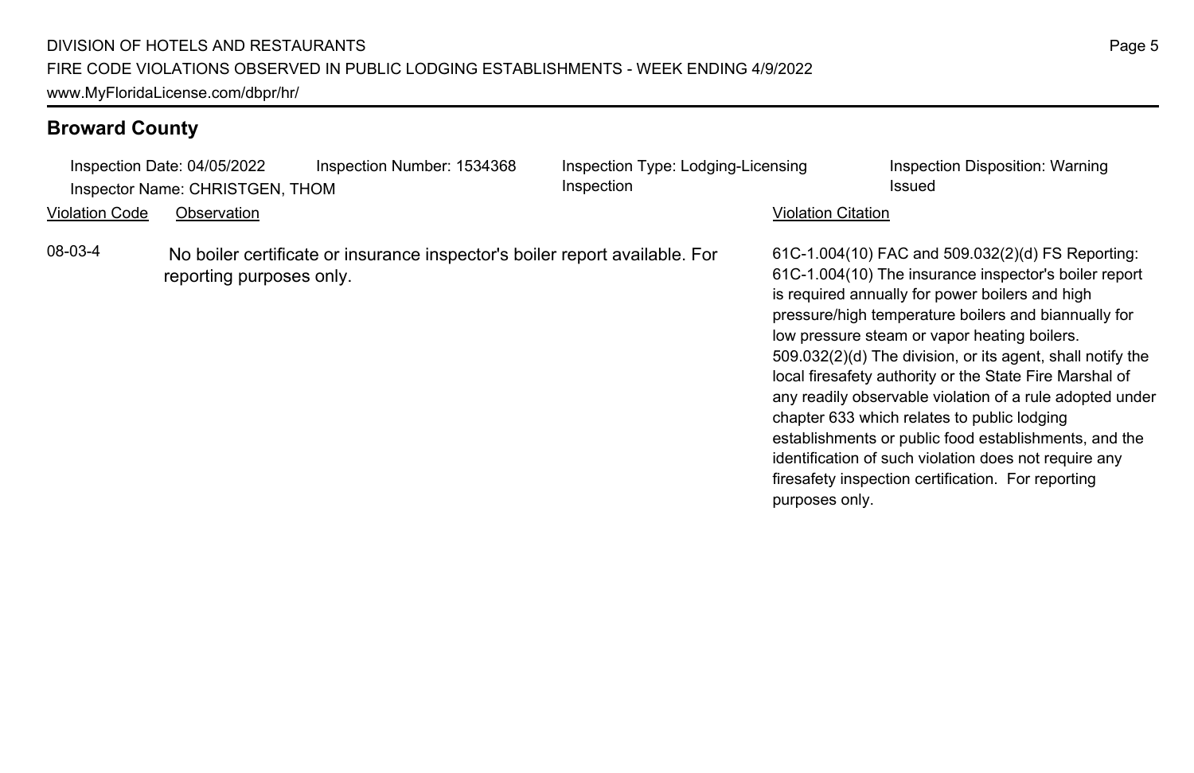## Broward County

| Inspection Date: 04/05/2022 | Inspection Number: 1534368 | Inspection Type: Lodging-Licensing Inspection | Inspection Disposition: Warning Issued |
| --- | --- | --- | --- |
| Inspector Name: CHRISTGEN, THOM | | | |

| Violation Code | Observation | Violation Citation |
| --- | --- | --- |
| 08-03-4 | No boiler certificate or insurance inspector's boiler report available. For reporting purposes only. | 61C-1.004(10) FAC and 509.032(2)(d) FS Reporting: 61C-1.004(10) The insurance inspector's boiler report is required annually for power boilers and high pressure/high temperature boilers and biannually for low pressure steam or vapor heating boilers. 509.032(2)(d) The division, or its agent, shall notify the local firesafety authority or the State Fire Marshal of any readily observable violation of a rule adopted under chapter 633 which relates to public lodging establishments or public food establishments, and the identification of such violation does not require any firesafety inspection certification. For reporting purposes only. |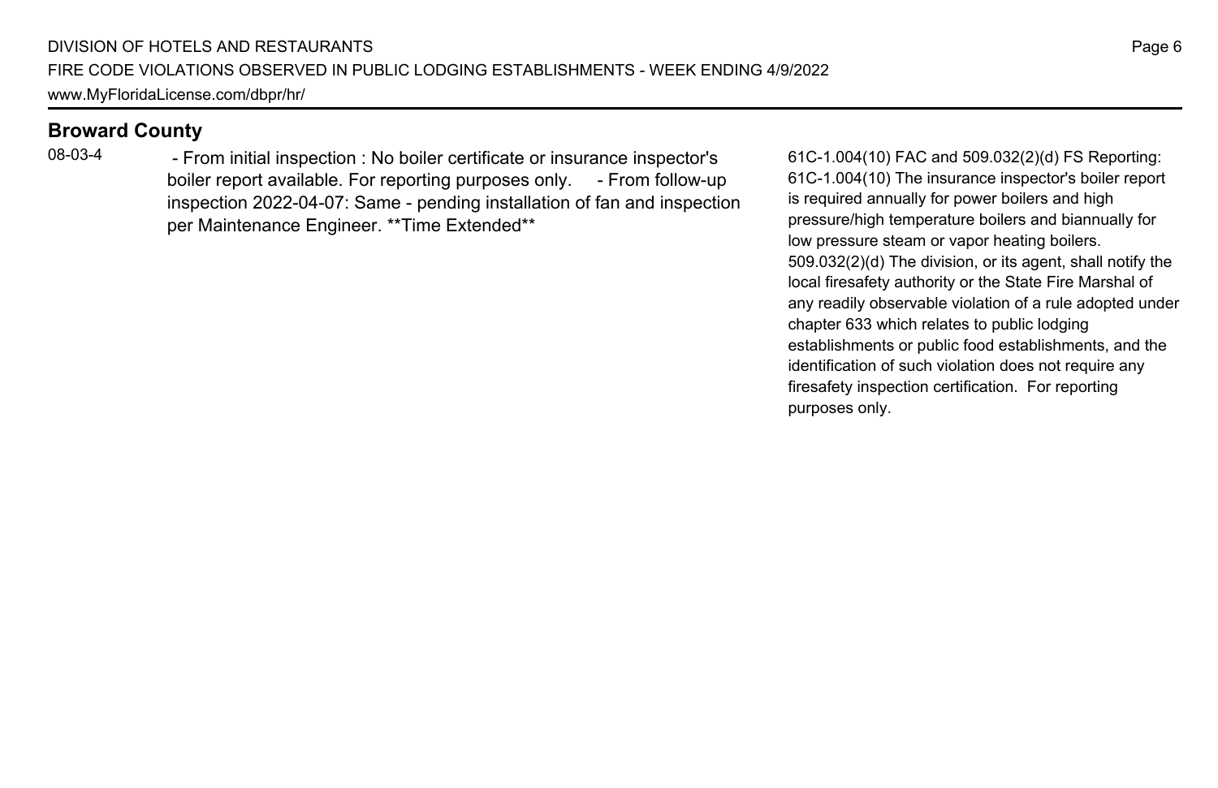## Broward County

| | | |
|---|---|---|
| 08-03-4 | - From initial inspection : No boiler certificate or insurance inspector's boiler report available. For reporting purposes only. - From follow-up inspection 2022-04-07: Same - pending installation of fan and inspection per Maintenance Engineer. **Time Extended** | 61C-1.004(10) FAC and 509.032(2)(d) FS Reporting: 61C-1.004(10) The insurance inspector's boiler report is required annually for power boilers and high pressure/high temperature boilers and biannually for low pressure steam or vapor heating boilers. 509.032(2)(d) The division, or its agent, shall notify the local firesafety authority or the State Fire Marshal of any readily observable violation of a rule adopted under chapter 633 which relates to public lodging establishments or public food establishments, and the identification of such violation does not require any firesafety inspection certification. For reporting purposes only. |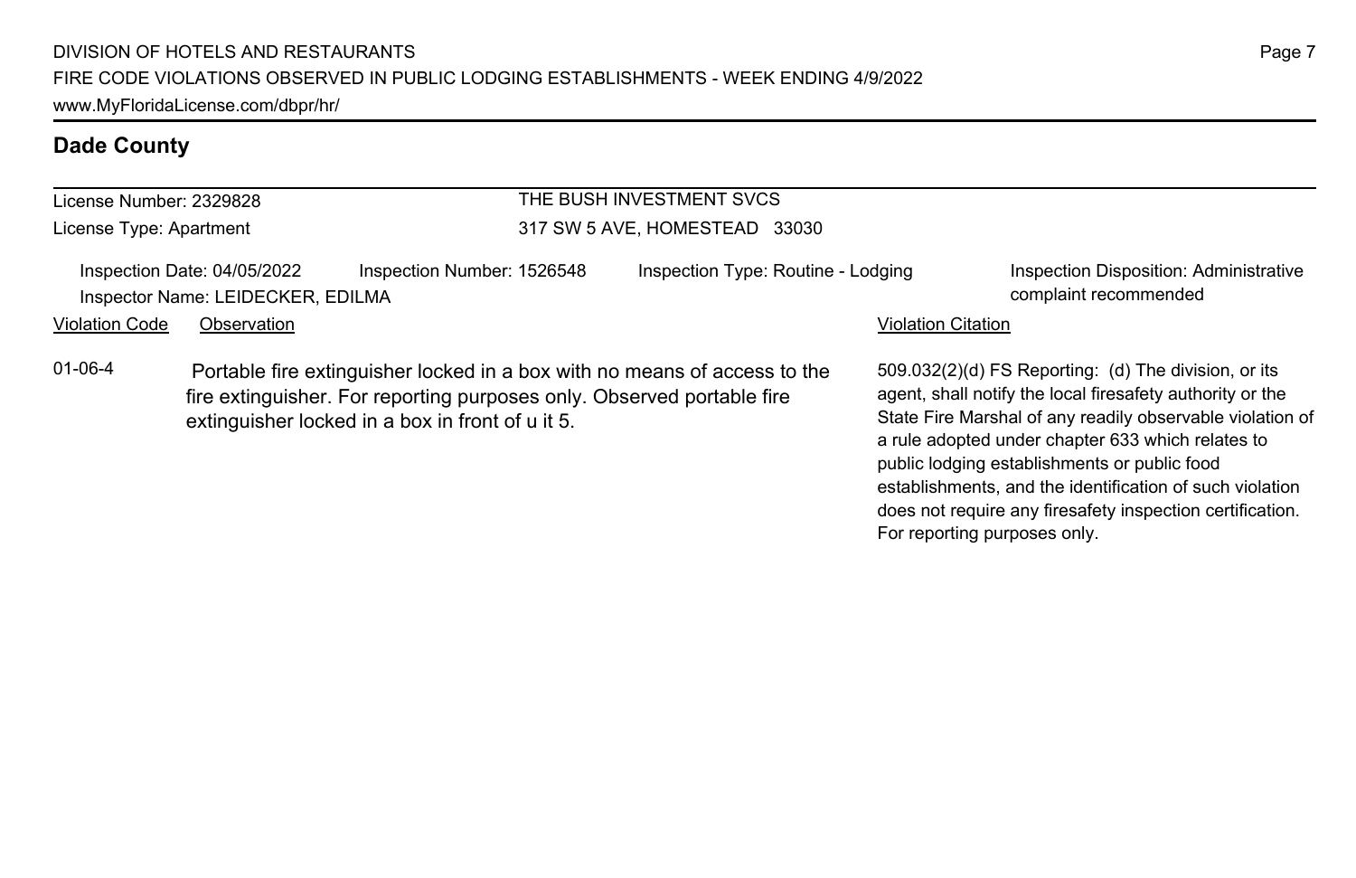## Dade County

| License Number: 2329828 | THE BUSH INVESTMENT SVCS |
|---|---|
| License Type: Apartment | 317 SW 5 AVE, HOMESTEAD 33030 |

| Inspection Date: 04/05/2022 | Inspection Number: 1526548 | Inspection Type: Routine - Lodging | Inspection Disposition: Administrative complaint recommended |
|---|---|---|---|
| Inspector Name: LEIDECKER, EDILMA | | | |

| Violation Code | Observation | Violation Citation |
|---|---|---|
| 01-06-4 | Portable fire extinguisher locked in a box with no means of access to the fire extinguisher. For reporting purposes only. Observed portable fire extinguisher locked in a box in front of u it 5. | 509.032(2)(d) FS Reporting: (d) The division, or its agent, shall notify the local firesafety authority or the State Fire Marshal of any readily observable violation of a rule adopted under chapter 633 which relates to public lodging establishments or public food establishments, and the identification of such violation does not require any firesafety inspection certification. For reporting purposes only. |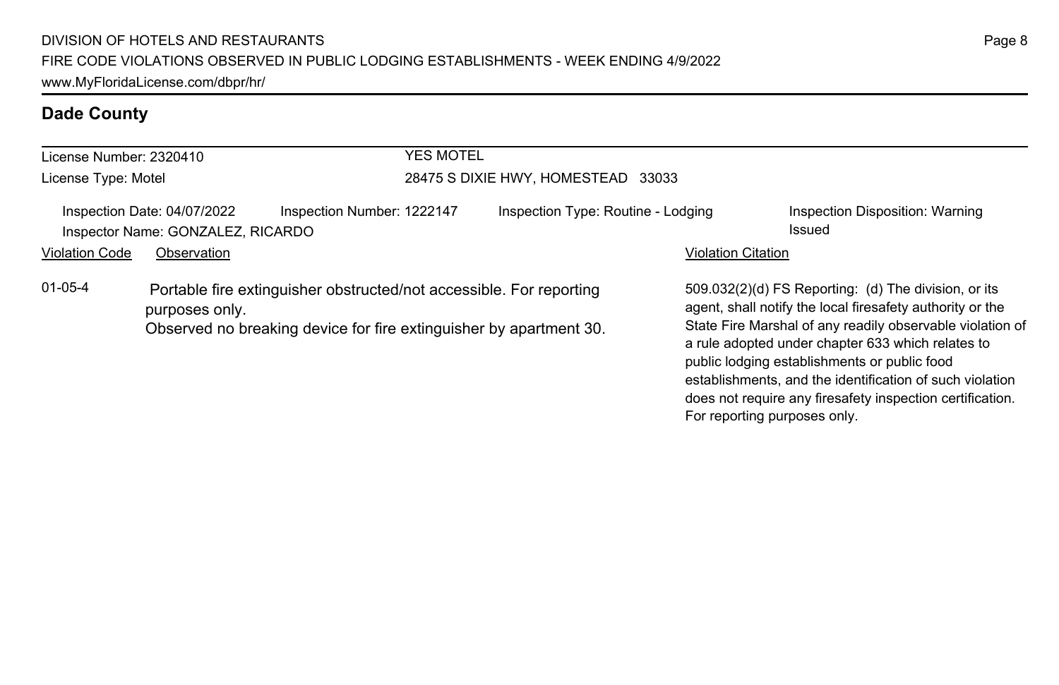## Dade County

License Number: 2320410
License Type: Motel

YES MOTEL
28475 S DIXIE HWY, HOMESTEAD 33033

Inspection Date: 04/07/2022
Inspector Name: GONZALEZ, RICARDO
Inspection Number: 1222147
Inspection Type: Routine - Lodging
Inspection Disposition: Warning Issued

| Violation Code | Observation | Violation Citation |
|---|---|---|
| 01-05-4 | Portable fire extinguisher obstructed/not accessible. For reporting purposes only. Observed no breaking device for fire extinguisher by apartment 30. | 509.032(2)(d) FS Reporting: (d) The division, or its agent, shall notify the local firesafety authority or the State Fire Marshal of any readily observable violation of a rule adopted under chapter 633 which relates to public lodging establishments or public food establishments, and the identification of such violation does not require any firesafety inspection certification. For reporting purposes only. |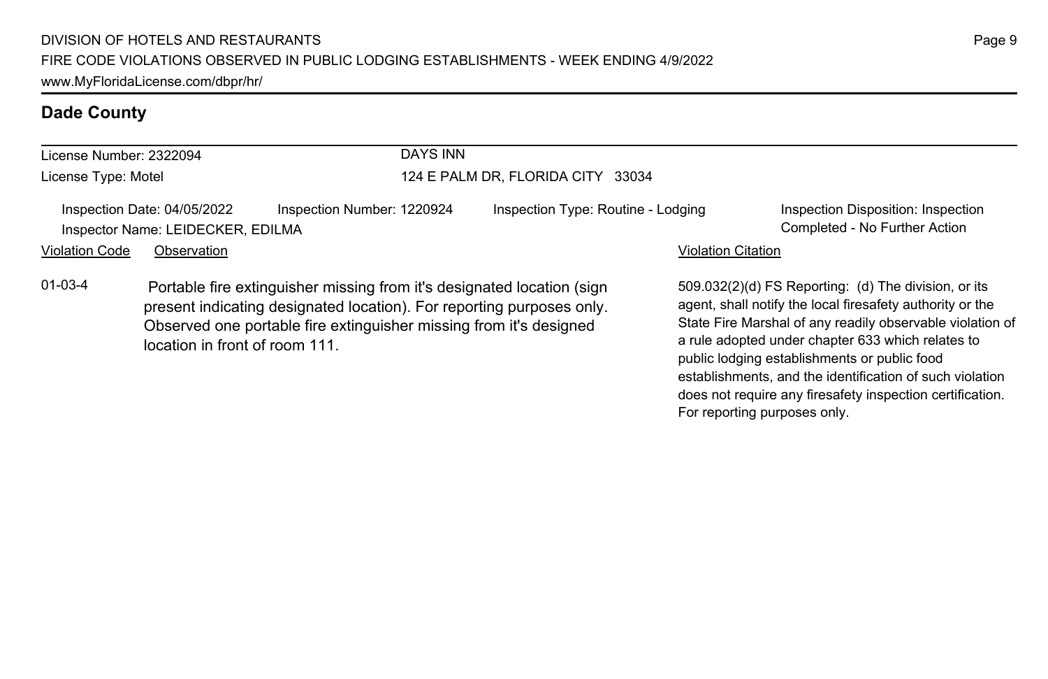## Dade County

| License Number: 2322094 | DAYS INN |
|---|---|
| License Type: Motel | 124 E PALM DR, FLORIDA CITY 33034 |

| Inspection Date: 04/05/2022 | Inspection Number: 1220924 | Inspection Type: Routine - Lodging | Inspection Disposition: Inspection Completed - No Further Action |
|---|---|---|---|
| Inspector Name: LEIDECKER, EDILMA | | | |

| Violation Code | Observation | Violation Citation |
|---|---|---|
| 01-03-4 | Portable fire extinguisher missing from it's designated location (sign present indicating designated location). For reporting purposes only. Observed one portable fire extinguisher missing from it's designed location in front of room 111. | 509.032(2)(d) FS Reporting: (d) The division, or its agent, shall notify the local firesafety authority or the State Fire Marshal of any readily observable violation of a rule adopted under chapter 633 which relates to public lodging establishments or public food establishments, and the identification of such violation does not require any firesafety inspection certification. For reporting purposes only. |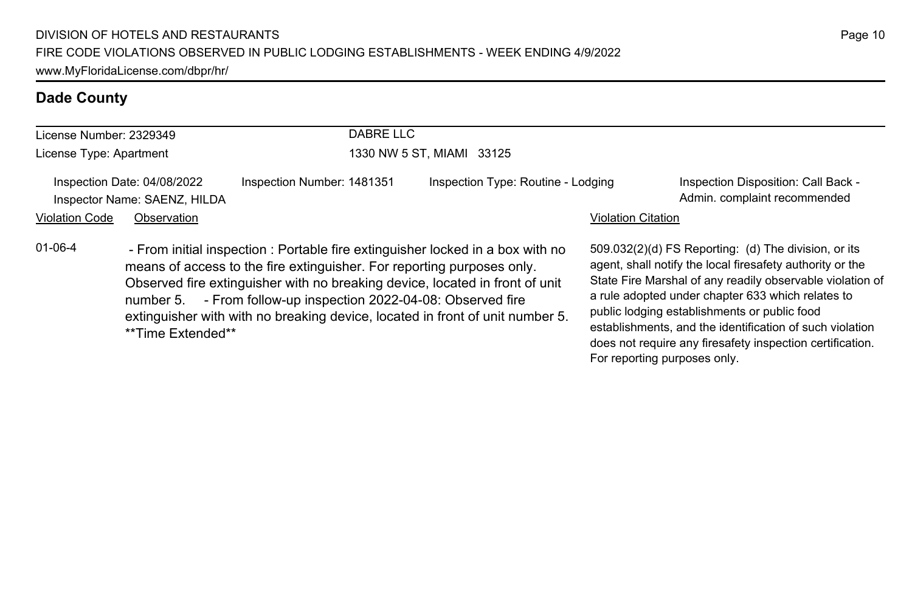## Dade County

License Number: 2329349
License Type: Apartment

DABRE LLC
1330 NW 5 ST, MIAMI 33125

Inspection Date: 04/08/2022
Inspector Name: SAENZ, HILDA

Inspection Number: 1481351

Inspection Type: Routine - Lodging

Inspection Disposition: Call Back - Admin. complaint recommended

| Violation Code | Observation | Violation Citation |
| --- | --- | --- |
| 01-06-4 | - From initial inspection : Portable fire extinguisher locked in a box with no means of access to the fire extinguisher. For reporting purposes only. Observed fire extinguisher with no breaking device, located in front of unit number 5. - From follow-up inspection 2022-04-08: Observed fire extinguisher with with no breaking device, located in front of unit number 5. **Time Extended** | 509.032(2)(d) FS Reporting: (d) The division, or its agent, shall notify the local firesafety authority or the State Fire Marshal of any readily observable violation of a rule adopted under chapter 633 which relates to public lodging establishments or public food establishments, and the identification of such violation does not require any firesafety inspection certification. For reporting purposes only. |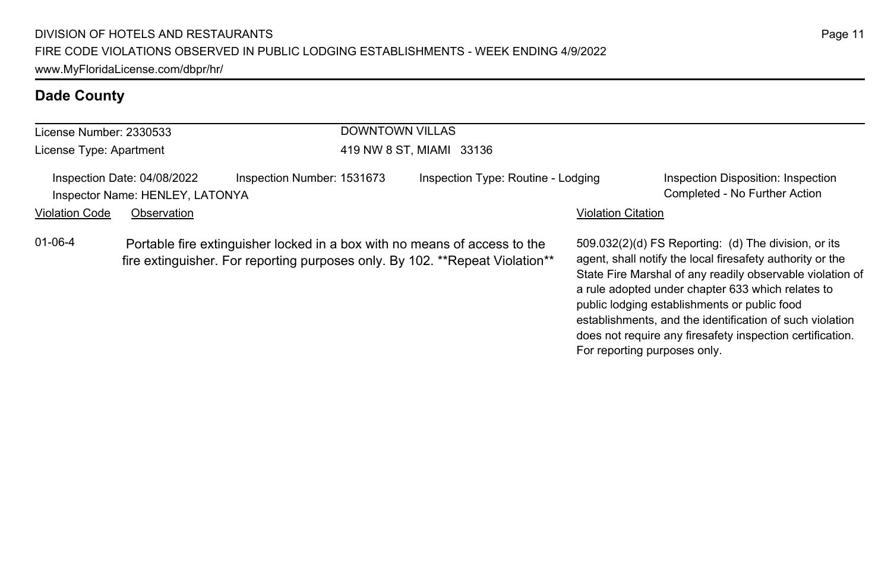## Dade County

License Number: 2330533
License Type: Apartment

DOWNTOWN VILLAS
419 NW 8 ST, MIAMI 33136

Inspection Date: 04/08/2022
Inspector Name: HENLEY, LATONYA
Inspection Number: 1531673
Inspection Type: Routine - Lodging
Inspection Disposition: Inspection Completed - No Further Action

| Violation Code | Observation | Violation Citation |
| --- | --- | --- |
| 01-06-4 | Portable fire extinguisher locked in a box with no means of access to the fire extinguisher. For reporting purposes only. By 102. **Repeat Violation** | 509.032(2)(d) FS Reporting: (d) The division, or its agent, shall notify the local firesafety authority or the State Fire Marshal of any readily observable violation of a rule adopted under chapter 633 which relates to public lodging establishments or public food establishments, and the identification of such violation does not require any firesafety inspection certification. For reporting purposes only. |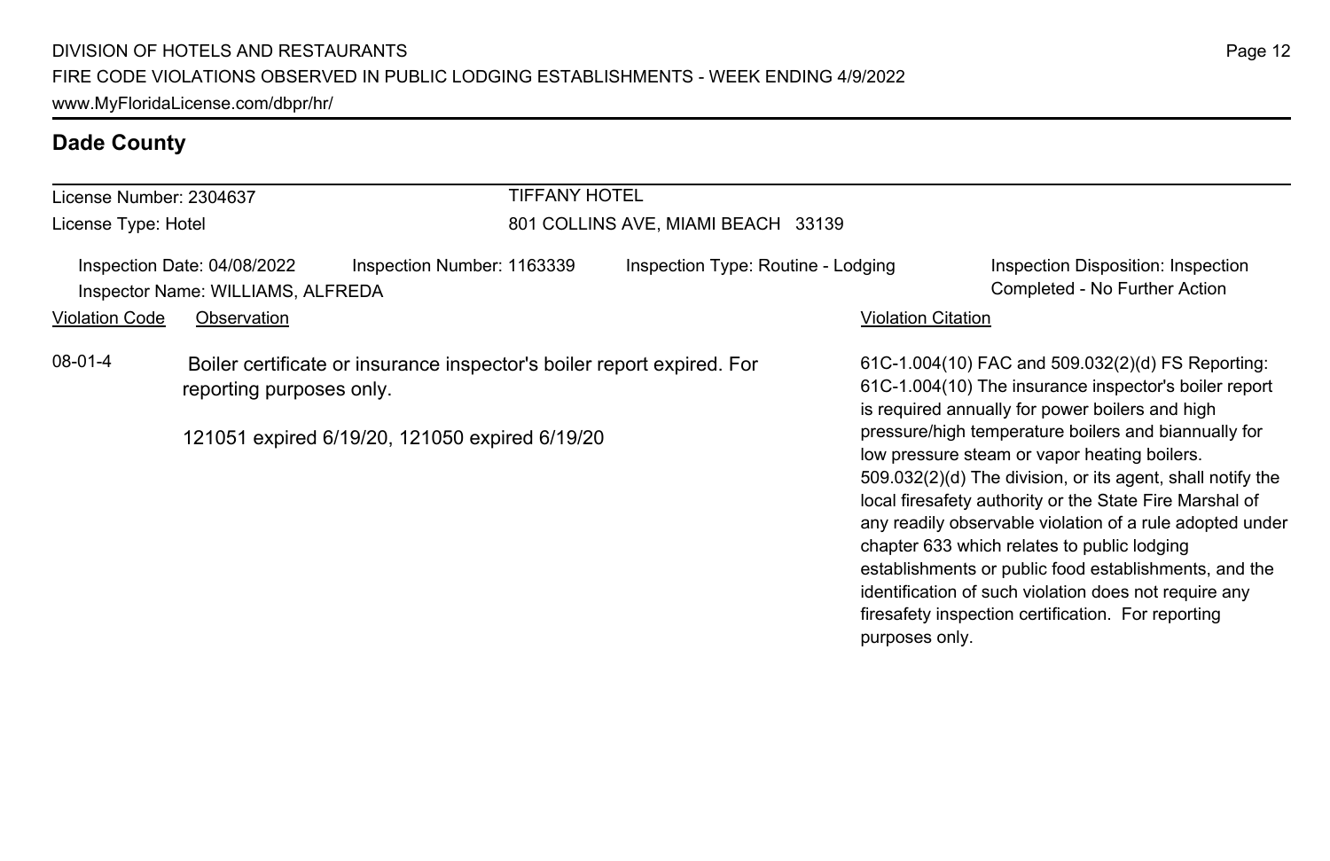## Dade County

License Number: 2304637

License Type: Hotel

TIFFANY HOTEL

801 COLLINS AVE, MIAMI BEACH 33139

Inspection Date: 04/08/2022 Inspection Number: 1163339 Inspection Type: Routine - Lodging Inspection Disposition: Inspection Completed - No Further Action

Inspector Name: WILLIAMS, ALFREDA

| Violation Code | Observation | Violation Citation |
| --- | --- | --- |
| 08-01-4 | Boiler certificate or insurance inspector's boiler report expired. For reporting purposes only.<br><br>121051 expired 6/19/20, 121050 expired 6/19/20 | 61C-1.004(10) FAC and 509.032(2)(d) FS Reporting: 61C-1.004(10) The insurance inspector's boiler report is required annually for power boilers and high pressure/high temperature boilers and biannually for low pressure steam or vapor heating boilers. 509.032(2)(d) The division, or its agent, shall notify the local firesafety authority or the State Fire Marshal of any readily observable violation of a rule adopted under chapter 633 which relates to public lodging establishments or public food establishments, and the identification of such violation does not require any firesafety inspection certification. For reporting purposes only. |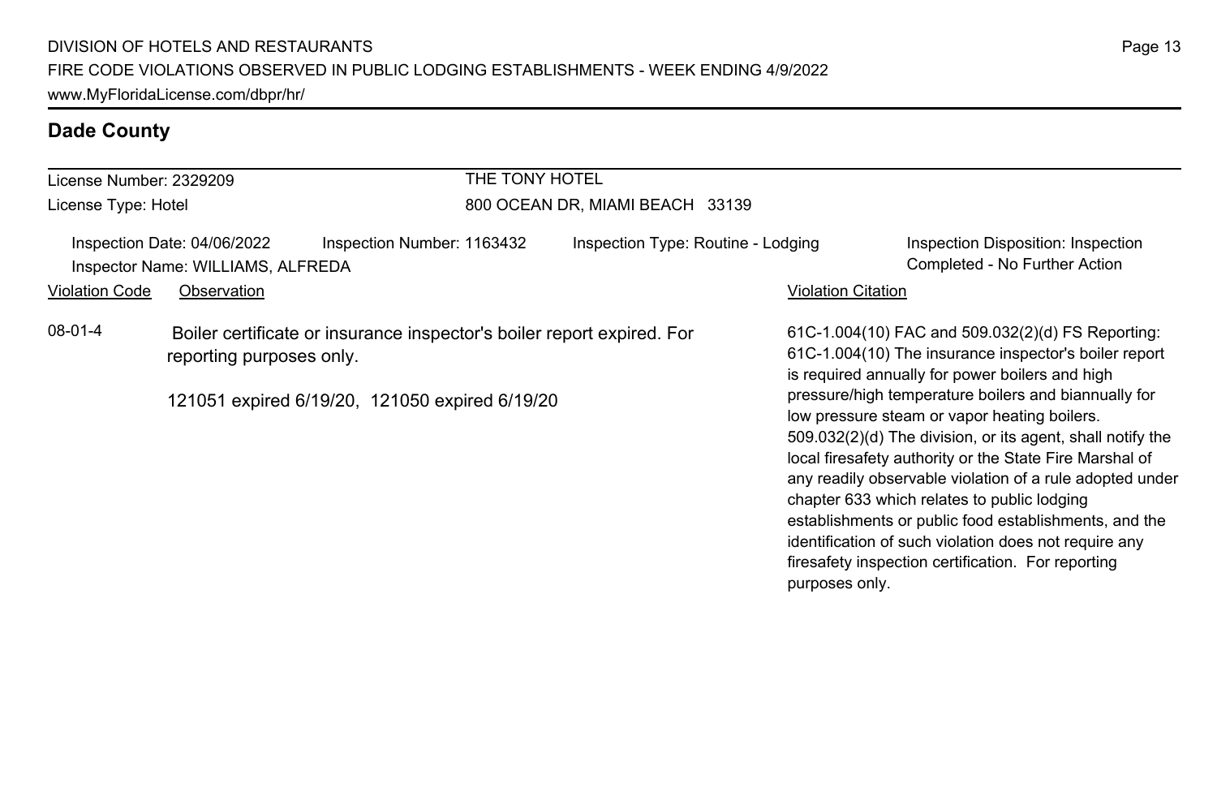## Dade County

License Number: 2329209
License Type: Hotel

THE TONY HOTEL
800 OCEAN DR, MIAMI BEACH 33139

Inspection Date: 04/06/2022 | Inspection Number: 1163432 | Inspection Type: Routine - Lodging | Inspection Disposition: Inspection Completed - No Further Action

Inspector Name: WILLIAMS, ALFREDA

| Violation Code | Observation | Violation Citation |
| --- | --- | --- |
| 08-01-4 | Boiler certificate or insurance inspector's boiler report expired. For reporting purposes only.<br><br>121051 expired 6/19/20, 121050 expired 6/19/20 | 61C-1.004(10) FAC and 509.032(2)(d) FS Reporting: 61C-1.004(10) The insurance inspector's boiler report is required annually for power boilers and high pressure/high temperature boilers and biannually for low pressure steam or vapor heating boilers. 509.032(2)(d) The division, or its agent, shall notify the local firesafety authority or the State Fire Marshal of any readily observable violation of a rule adopted under chapter 633 which relates to public lodging establishments or public food establishments, and the identification of such violation does not require any firesafety inspection certification. For reporting purposes only. |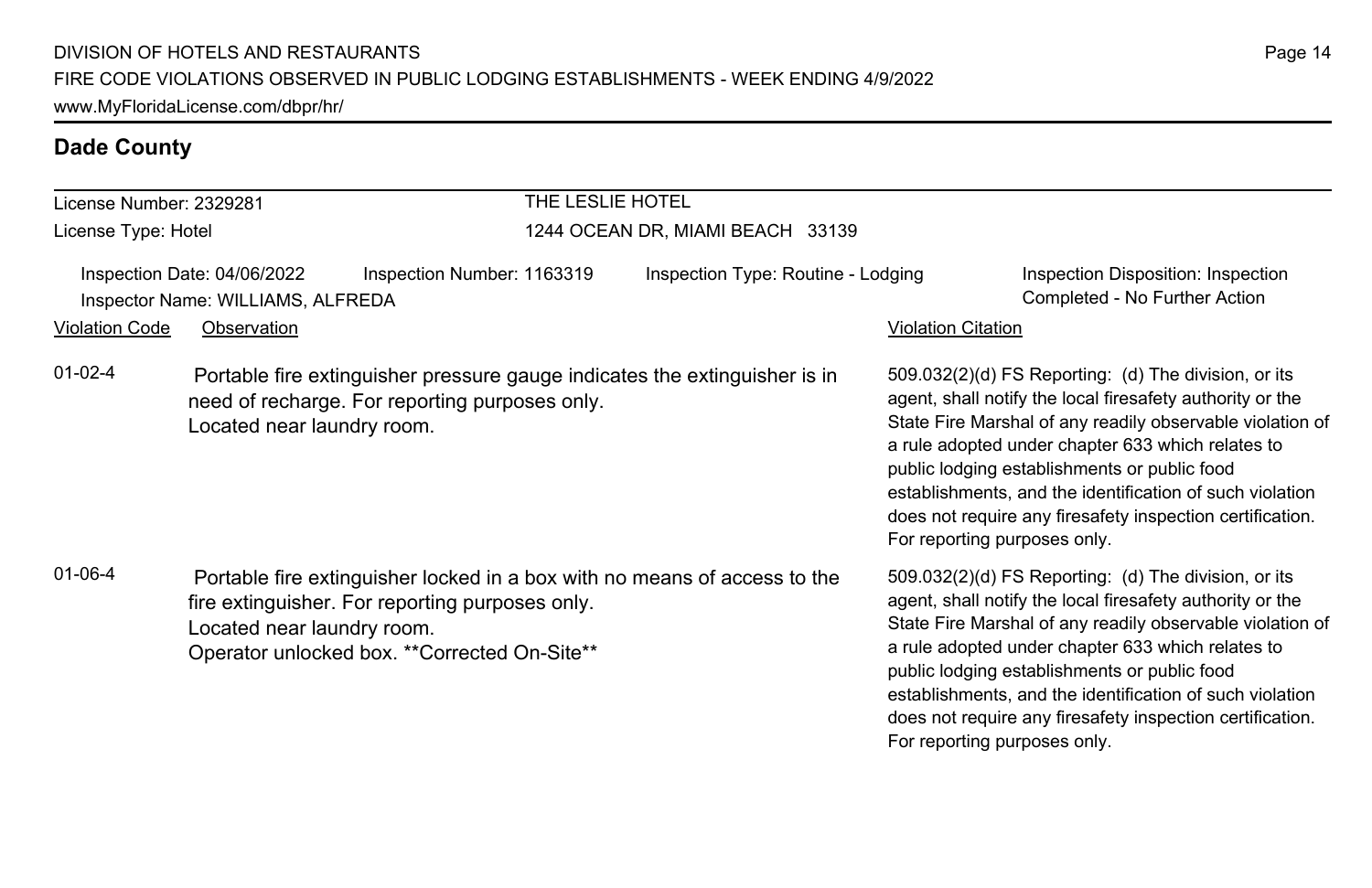## Dade County

License Number: 2329281

License Type: Hotel

THE LESLIE HOTEL

1244 OCEAN DR, MIAMI BEACH 33139

Inspection Date: 04/06/2022 | Inspection Number: 1163319 | Inspection Type: Routine - Lodging | Inspection Disposition: Inspection Completed - No Further Action

Inspector Name: WILLIAMS, ALFREDA

| Violation Code | Observation | Violation Citation |
| --- | --- | --- |
| 01-02-4 | Portable fire extinguisher pressure gauge indicates the extinguisher is in need of recharge. For reporting purposes only. Located near laundry room. | 509.032(2)(d) FS Reporting: (d) The division, or its agent, shall notify the local firesafety authority or the State Fire Marshal of any readily observable violation of a rule adopted under chapter 633 which relates to public lodging establishments or public food establishments, and the identification of such violation does not require any firesafety inspection certification. For reporting purposes only. |
| 01-06-4 | Portable fire extinguisher locked in a box with no means of access to the fire extinguisher. For reporting purposes only. Located near laundry room. Operator unlocked box. **Corrected On-Site** | 509.032(2)(d) FS Reporting: (d) The division, or its agent, shall notify the local firesafety authority or the State Fire Marshal of any readily observable violation of a rule adopted under chapter 633 which relates to public lodging establishments or public food establishments, and the identification of such violation does not require any firesafety inspection certification. For reporting purposes only. |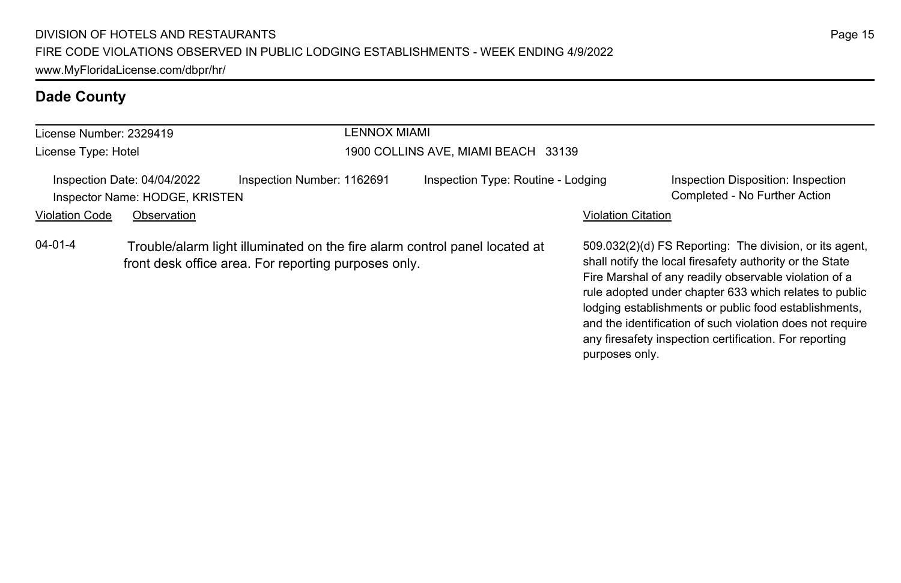## Dade County

License Number: 2329419
License Type: Hotel

LENNOX MIAMI
1900 COLLINS AVE, MIAMI BEACH 33139

Inspection Date: 04/04/2022
Inspection Number: 1162691
Inspection Type: Routine - Lodging
Inspection Disposition: Inspection Completed - No Further Action
Inspector Name: HODGE, KRISTEN

| Violation Code | Observation | Violation Citation |
| --- | --- | --- |
| 04-01-4 | Trouble/alarm light illuminated on the fire alarm control panel located at front desk office area. For reporting purposes only. | 509.032(2)(d) FS Reporting: The division, or its agent, shall notify the local firesafety authority or the State Fire Marshal of any readily observable violation of a rule adopted under chapter 633 which relates to public lodging establishments or public food establishments, and the identification of such violation does not require any firesafety inspection certification. For reporting purposes only. |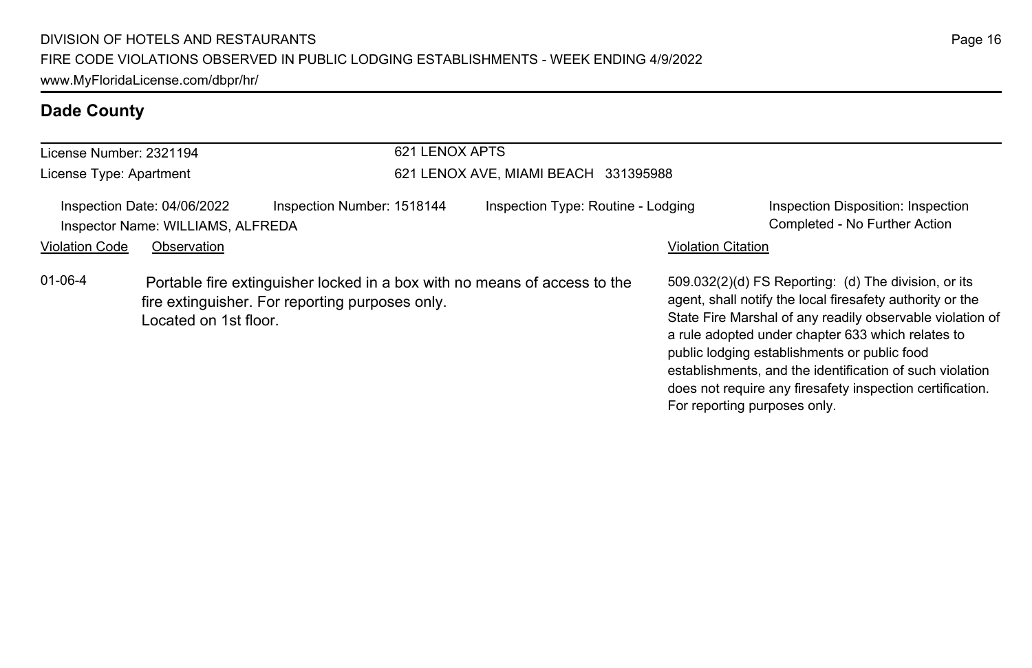## Dade County

License Number: 2321194

License Type: Apartment

621 LENOX APTS

621 LENOX AVE, MIAMI BEACH 331395988

Inspection Date: 04/06/2022 | Inspection Number: 1518144 | Inspection Type: Routine - Lodging | Inspection Disposition: Inspection Completed - No Further Action

Inspector Name: WILLIAMS, ALFREDA

| Violation Code | Observation | Violation Citation |
| --- | --- | --- |
| 01-06-4 | Portable fire extinguisher locked in a box with no means of access to the fire extinguisher. For reporting purposes only. Located on 1st floor. | 509.032(2)(d) FS Reporting: (d) The division, or its agent, shall notify the local firesafety authority or the State Fire Marshal of any readily observable violation of a rule adopted under chapter 633 which relates to public lodging establishments or public food establishments, and the identification of such violation does not require any firesafety inspection certification. For reporting purposes only. |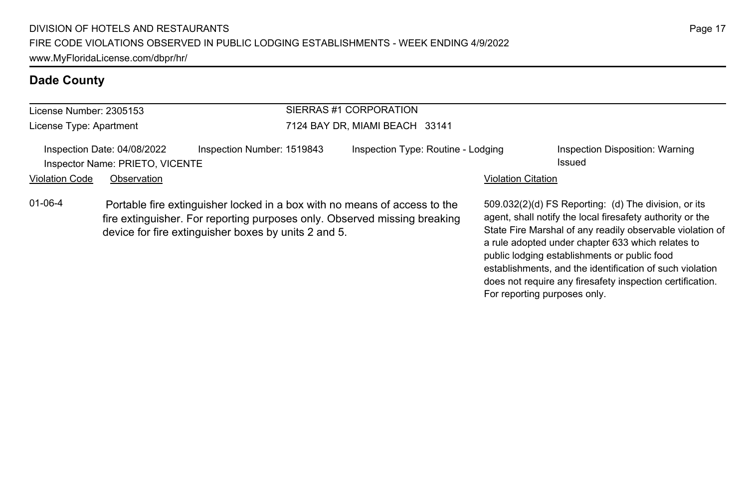## Dade County

| License Number: 2305153 | SIERRAS #1 CORPORATION |
|---|---|
| License Type: Apartment | 7124 BAY DR, MIAMI BEACH 33141 |

Inspection Date: 04/08/2022 | Inspection Number: 1519843 | Inspection Type: Routine - Lodging | Inspection Disposition: Warning Issued

Inspector Name: PRIETO, VICENTE

| Violation Code | Observation | Violation Citation |
|---|---|---|
| 01-06-4 | Portable fire extinguisher locked in a box with no means of access to the fire extinguisher. For reporting purposes only. Observed missing breaking device for fire extinguisher boxes by units 2 and 5. | 509.032(2)(d) FS Reporting: (d) The division, or its agent, shall notify the local firesafety authority or the State Fire Marshal of any readily observable violation of a rule adopted under chapter 633 which relates to public lodging establishments or public food establishments, and the identification of such violation does not require any firesafety inspection certification. For reporting purposes only. |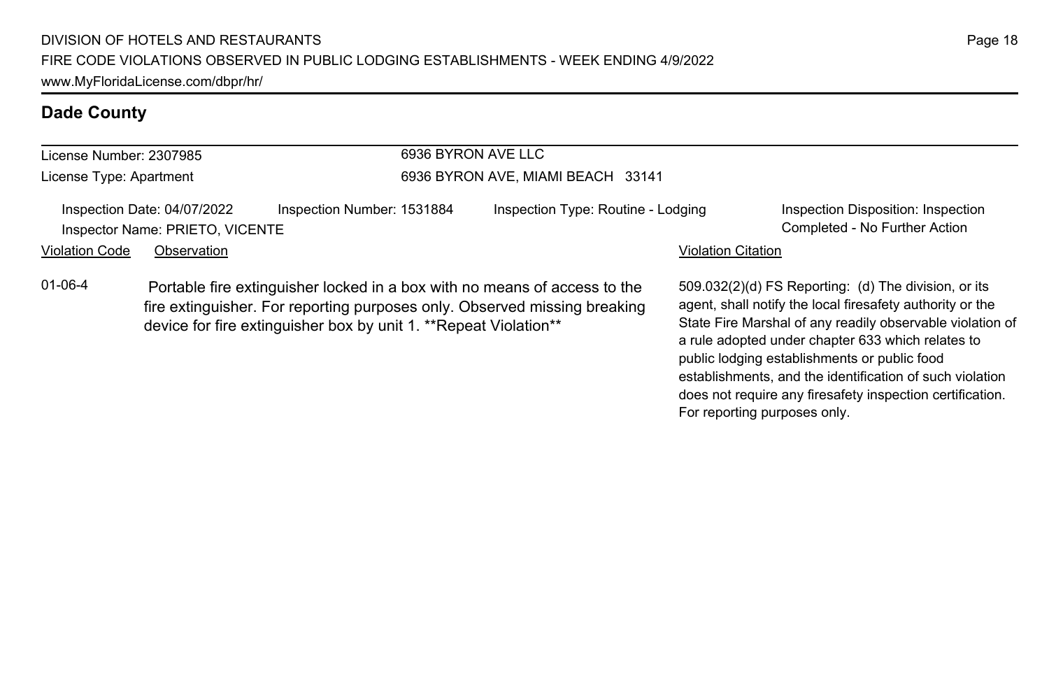## Dade County

License Number: 2307985
License Type: Apartment

6936 BYRON AVE LLC
6936 BYRON AVE, MIAMI BEACH 33141

Inspection Date: 04/07/2022
Inspector Name: PRIETO, VICENTE
Inspection Number: 1531884
Inspection Type: Routine - Lodging
Inspection Disposition: Inspection Completed - No Further Action

| Violation Code | Observation | Violation Citation |
| --- | --- | --- |
| 01-06-4 | Portable fire extinguisher locked in a box with no means of access to the fire extinguisher. For reporting purposes only. Observed missing breaking device for fire extinguisher box by unit 1. **Repeat Violation** | 509.032(2)(d) FS Reporting: (d) The division, or its agent, shall notify the local firesafety authority or the State Fire Marshal of any readily observable violation of a rule adopted under chapter 633 which relates to public lodging establishments or public food establishments, and the identification of such violation does not require any firesafety inspection certification. For reporting purposes only. |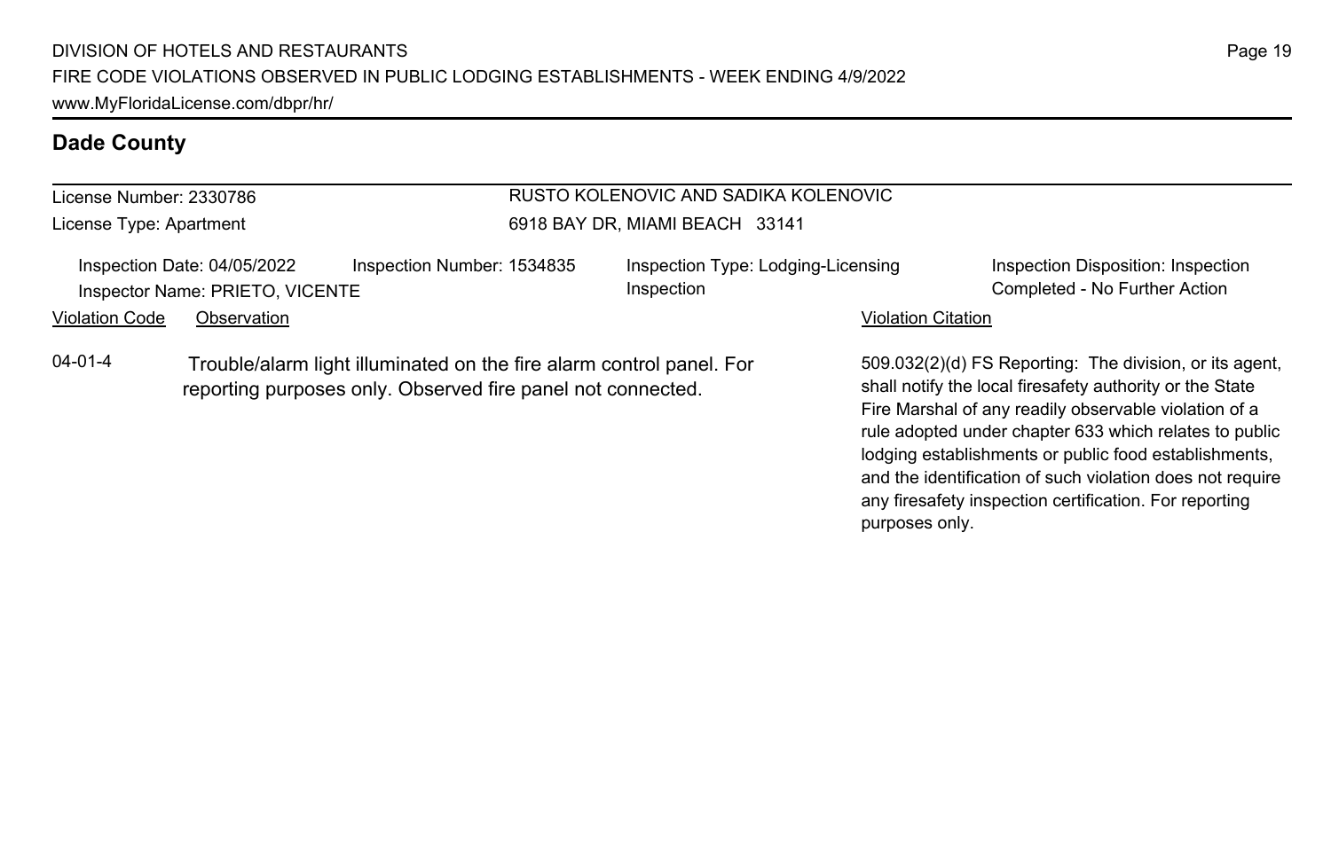## Dade County

License Number: 2330786

License Type: Apartment

RUSTO KOLENOVIC AND SADIKA KOLENOVIC

6918 BAY DR, MIAMI BEACH 33141

Inspection Date: 04/05/2022

Inspector Name: PRIETO, VICENTE

Inspection Number: 1534835

Inspection Type: Lodging-Licensing Inspection

Inspection Disposition: Inspection Completed - No Further Action

| Violation Code | Observation | Violation Citation |
|---|---|---|
| 04-01-4 | Trouble/alarm light illuminated on the fire alarm control panel. For reporting purposes only. Observed fire panel not connected. | 509.032(2)(d) FS Reporting: The division, or its agent, shall notify the local firesafety authority or the State Fire Marshal of any readily observable violation of a rule adopted under chapter 633 which relates to public lodging establishments or public food establishments, and the identification of such violation does not require any firesafety inspection certification. For reporting purposes only. |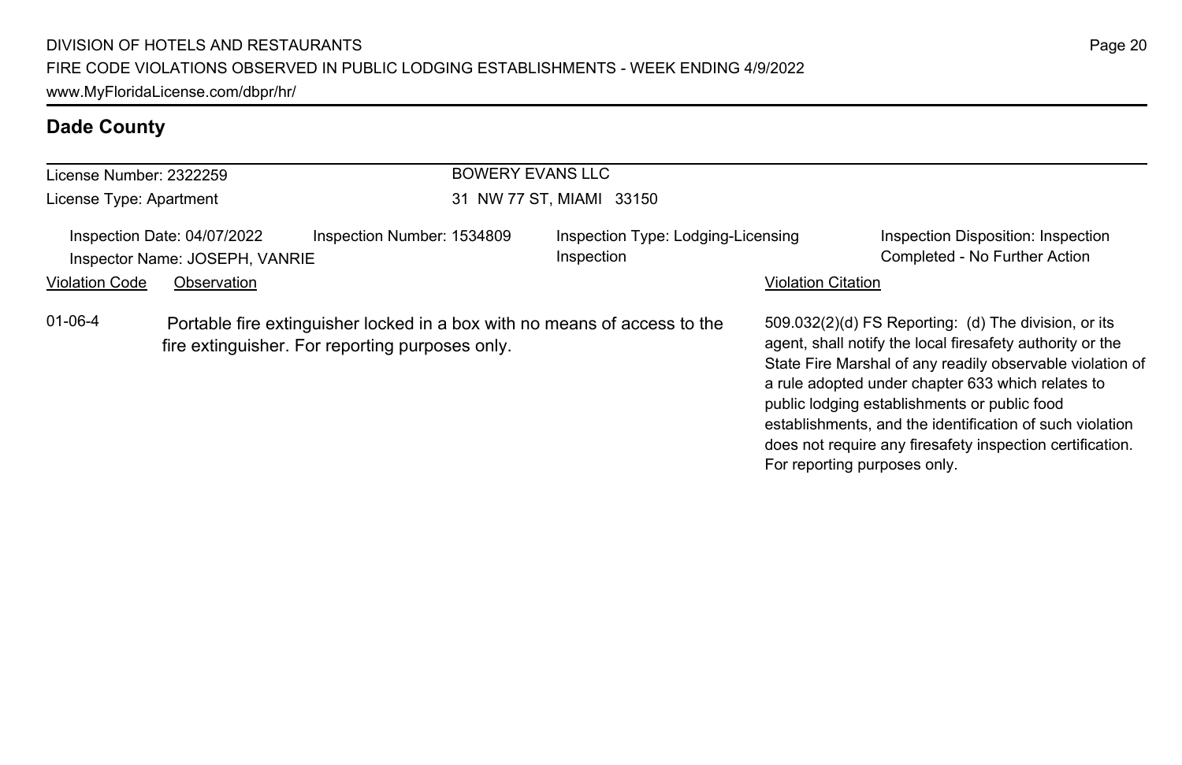## Dade County

License Number: 2322259
License Type: Apartment

BOWERY EVANS LLC
31 NW 77 ST, MIAMI 33150

Inspection Date: 04/07/2022
Inspector Name: JOSEPH, VANRIE
Inspection Number: 1534809
Inspection Type: Lodging-Licensing Inspection
Inspection Disposition: Inspection Completed - No Further Action

| Violation Code | Observation | Violation Citation |
| --- | --- | --- |
| 01-06-4 | Portable fire extinguisher locked in a box with no means of access to the fire extinguisher. For reporting purposes only. | 509.032(2)(d) FS Reporting: (d) The division, or its agent, shall notify the local firesafety authority or the State Fire Marshal of any readily observable violation of a rule adopted under chapter 633 which relates to public lodging establishments or public food establishments, and the identification of such violation does not require any firesafety inspection certification. For reporting purposes only. |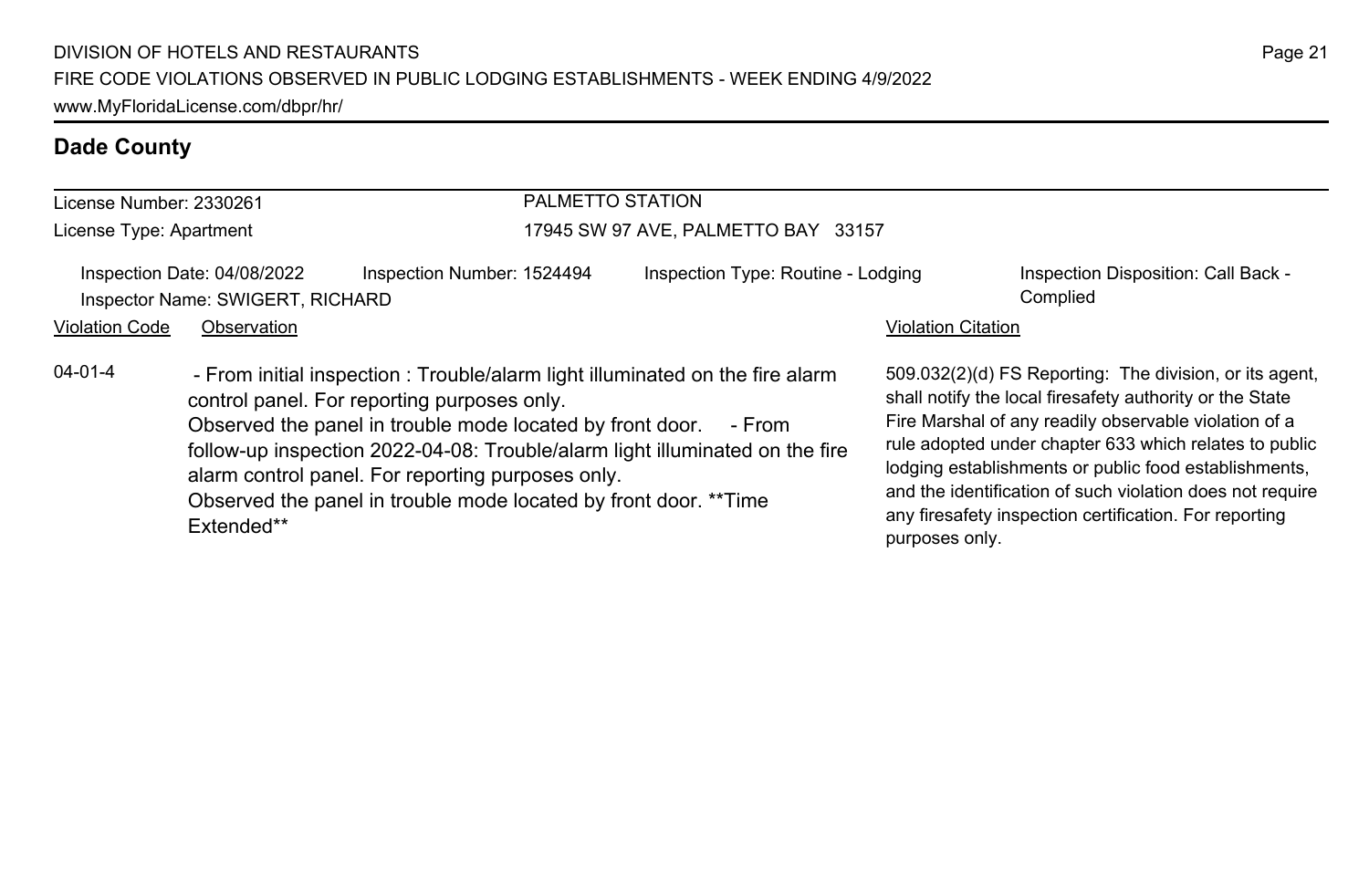## Dade County

License Number: 2330261
License Type: Apartment

PALMETTO STATION
17945 SW 97 AVE, PALMETTO BAY 33157

Inspection Date: 04/08/2022
Inspector Name: SWIGERT, RICHARD
Inspection Number: 1524494
Inspection Type: Routine - Lodging
Inspection Disposition: Call Back - Complied

| Violation Code | Observation | Violation Citation |
| --- | --- | --- |
| 04-01-4 | - From initial inspection : Trouble/alarm light illuminated on the fire alarm control panel. For reporting purposes only. Observed the panel in trouble mode located by front door. - From follow-up inspection 2022-04-08: Trouble/alarm light illuminated on the fire alarm control panel. For reporting purposes only. Observed the panel in trouble mode located by front door. **Time Extended** | 509.032(2)(d) FS Reporting: The division, or its agent, shall notify the local firesafety authority or the State Fire Marshal of any readily observable violation of a rule adopted under chapter 633 which relates to public lodging establishments or public food establishments, and the identification of such violation does not require any firesafety inspection certification. For reporting purposes only. |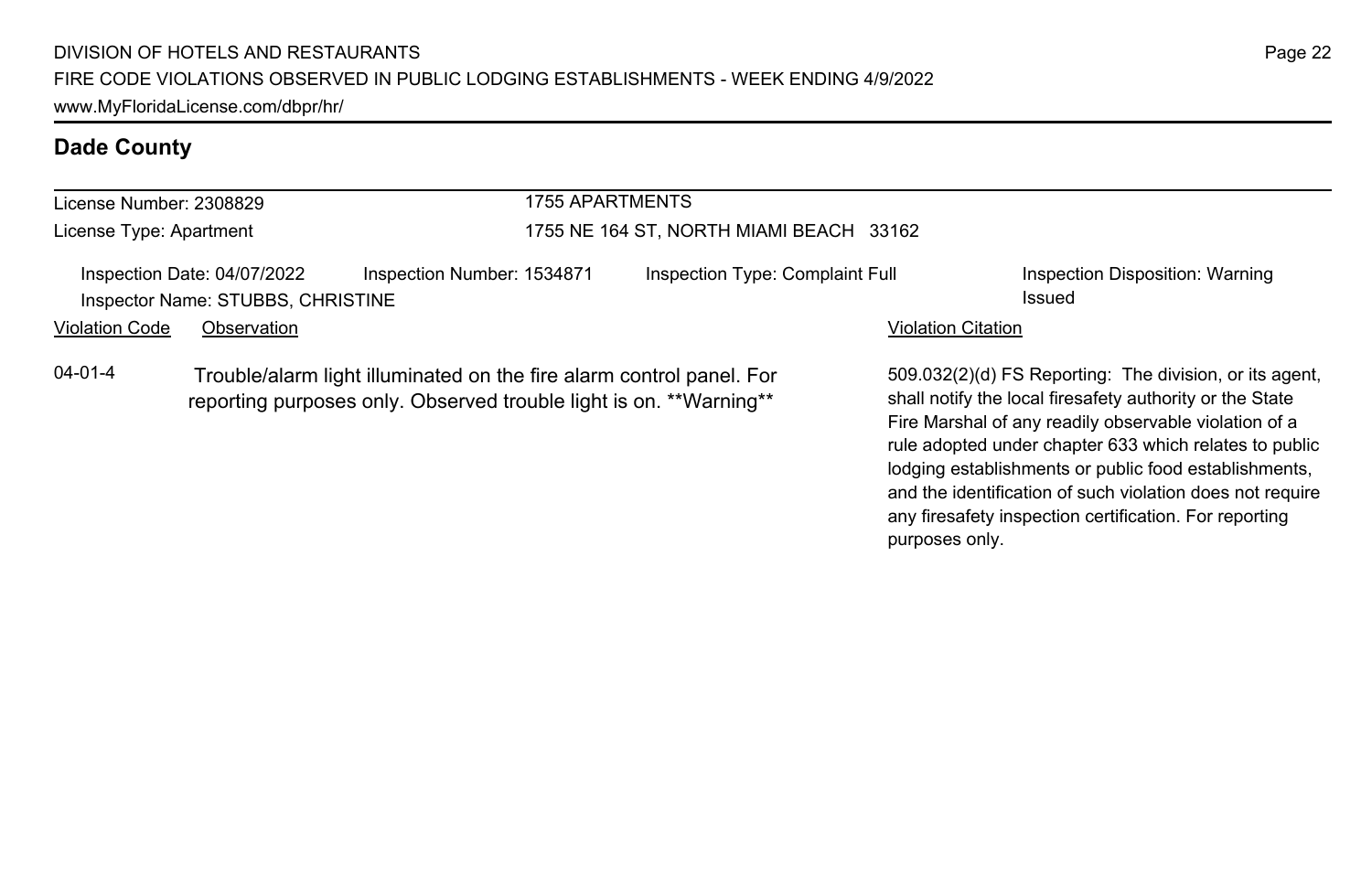## Dade County

**License Number:** 2308829
**License Type:** Apartment

**1755 APARTMENTS**
1755 NE 164 ST, NORTH MIAMI BEACH 33162

**Inspection Date:** 04/07/2022
**Inspection Number:** 1534871
**Inspection Type:** Complaint Full
**Inspection Disposition:** Warning Issued
**Inspector Name:** STUBBS, CHRISTINE

| Violation Code | Observation | Violation Citation |
| --- | --- | --- |
| 04-01-4 | Trouble/alarm light illuminated on the fire alarm control panel. For reporting purposes only. Observed trouble light is on. **Warning** | 509.032(2)(d) FS Reporting: The division, or its agent, shall notify the local firesafety authority or the State Fire Marshal of any readily observable violation of a rule adopted under chapter 633 which relates to public lodging establishments or public food establishments, and the identification of such violation does not require any firesafety inspection certification. For reporting purposes only. |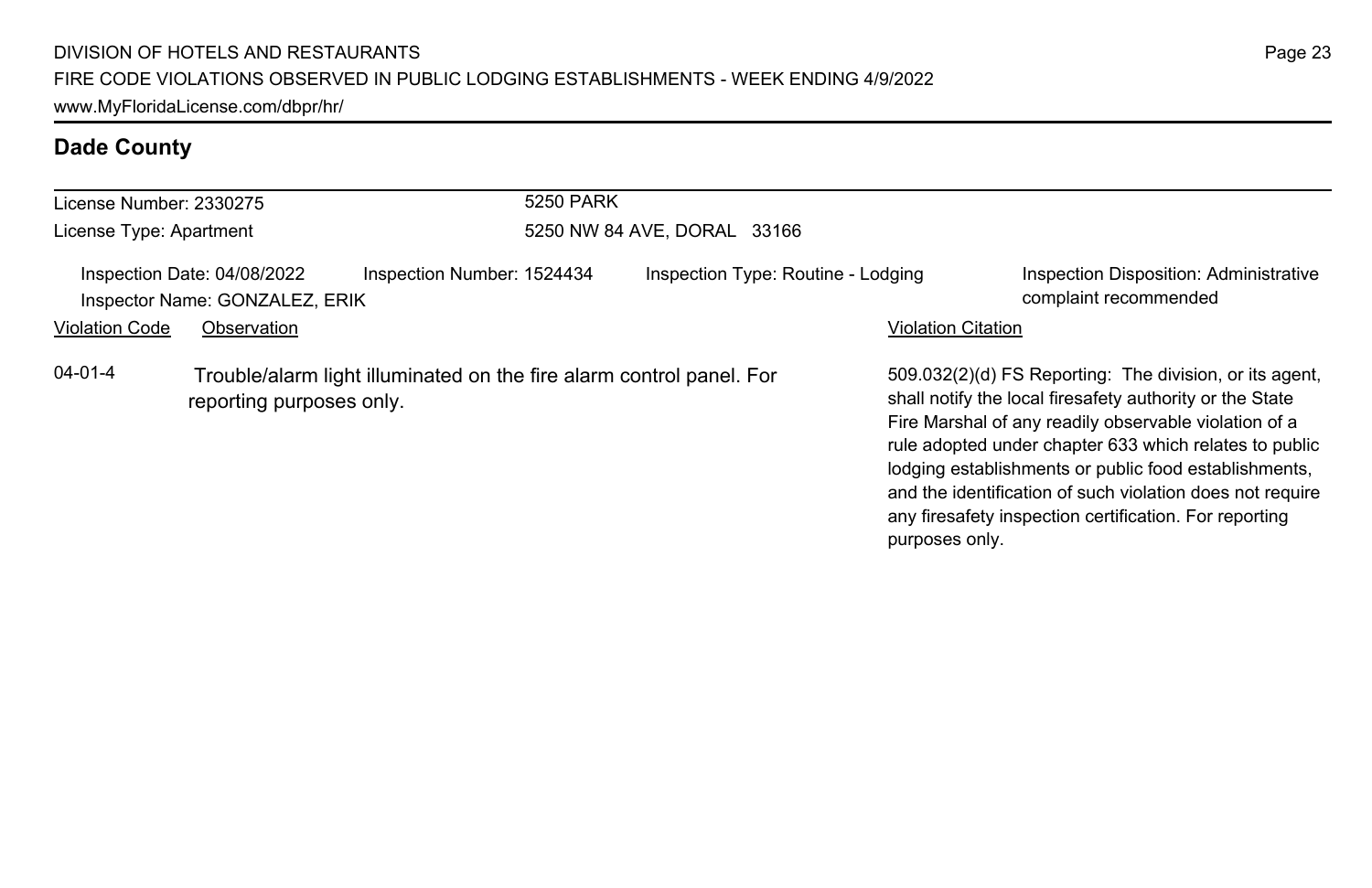## Dade County

License Number: 2330275
License Type: Apartment

5250 PARK
5250 NW 84 AVE, DORAL 33166

Inspection Date: 04/08/2022
Inspector Name: GONZALEZ, ERIK
Inspection Number: 1524434
Inspection Type: Routine - Lodging
Inspection Disposition: Administrative complaint recommended

| Violation Code | Observation | Violation Citation |
| --- | --- | --- |
| 04-01-4 | Trouble/alarm light illuminated on the fire alarm control panel. For reporting purposes only. | 509.032(2)(d) FS Reporting: The division, or its agent, shall notify the local firesafety authority or the State Fire Marshal of any readily observable violation of a rule adopted under chapter 633 which relates to public lodging establishments or public food establishments, and the identification of such violation does not require any firesafety inspection certification. For reporting purposes only. |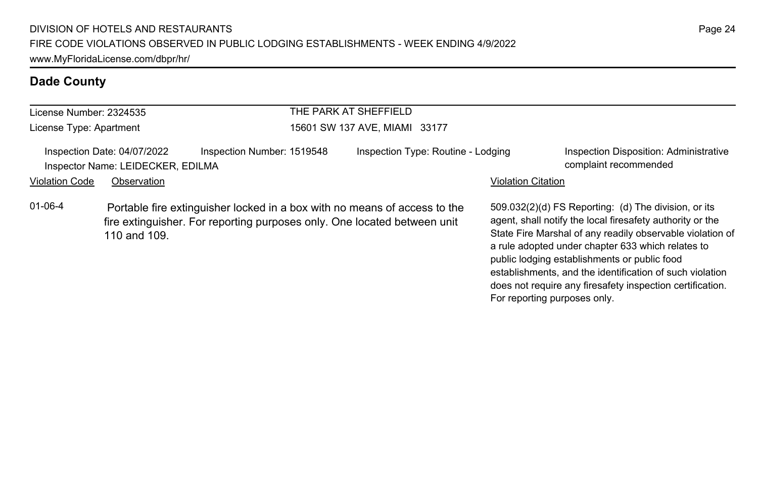## Dade County

License Number: 2324535
License Type: Apartment

THE PARK AT SHEFFIELD
15601 SW 137 AVE, MIAMI 33177

Inspection Date: 04/07/2022
Inspector Name: LEIDECKER, EDILMA
Inspection Number: 1519548
Inspection Type: Routine - Lodging
Inspection Disposition: Administrative complaint recommended

| Violation Code | Observation | Violation Citation |
| --- | --- | --- |
| 01-06-4 | Portable fire extinguisher locked in a box with no means of access to the fire extinguisher. For reporting purposes only. One located between unit 110 and 109. | 509.032(2)(d) FS Reporting: (d) The division, or its agent, shall notify the local firesafety authority or the State Fire Marshal of any readily observable violation of a rule adopted under chapter 633 which relates to public lodging establishments or public food establishments, and the identification of such violation does not require any firesafety inspection certification. For reporting purposes only. |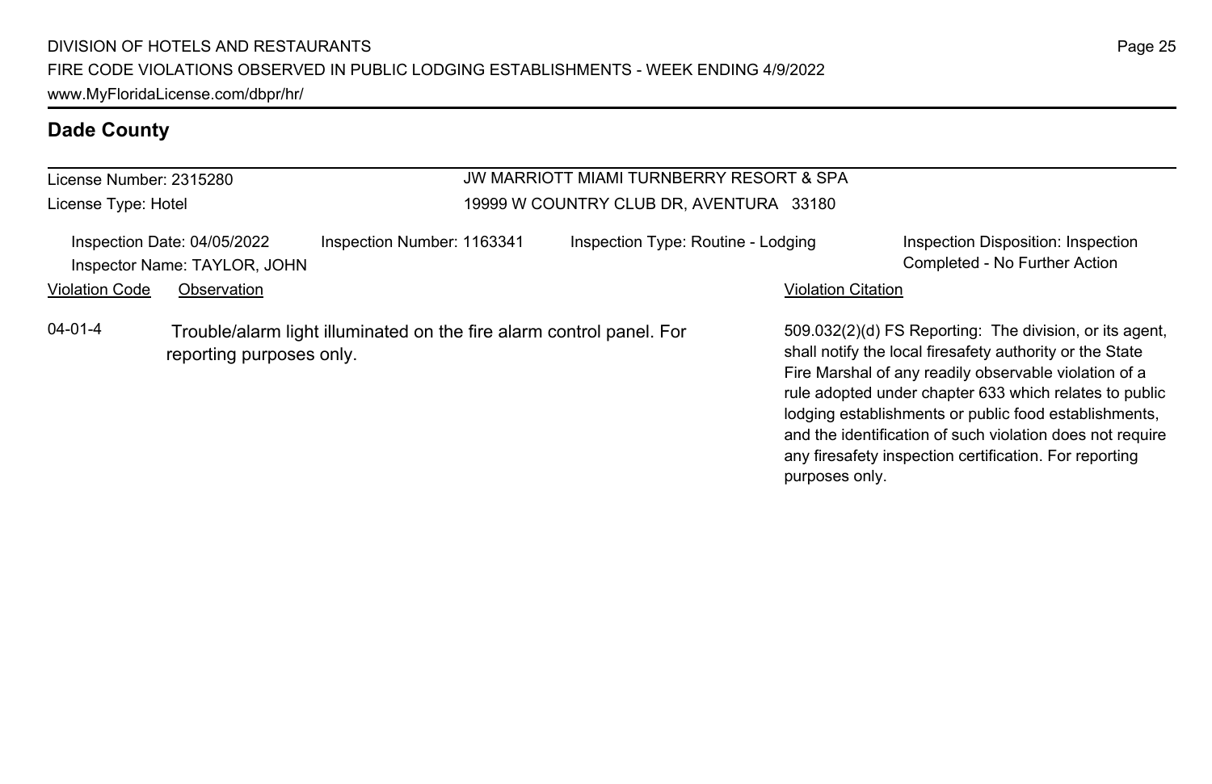## Dade County

License Number: 2315280

License Type: Hotel

**JW MARRIOTT MIAMI TURNBERRY RESORT & SPA**

19999 W COUNTRY CLUB DR, AVENTURA 33180

Inspection Date: 04/05/2022

Inspector Name: TAYLOR, JOHN

Inspection Number: 1163341

Inspection Type: Routine - Lodging

Inspection Disposition: Inspection Completed - No Further Action

| Violation Code | Observation | Violation Citation |
| --- | --- | --- |
| 04-01-4 | Trouble/alarm light illuminated on the fire alarm control panel. For reporting purposes only. | 509.032(2)(d) FS Reporting: The division, or its agent, shall notify the local firesafety authority or the State Fire Marshal of any readily observable violation of a rule adopted under chapter 633 which relates to public lodging establishments or public food establishments, and the identification of such violation does not require any firesafety inspection certification. For reporting purposes only. |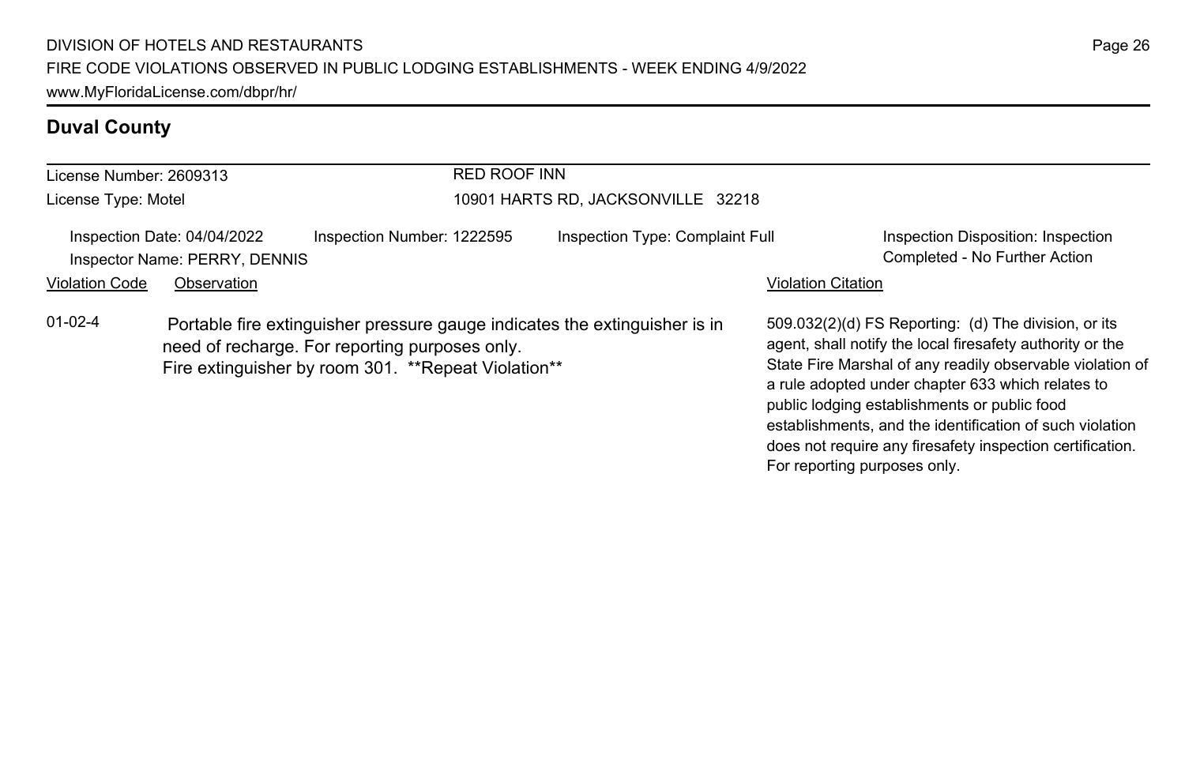## Duval County

License Number: 2609313
License Type: Motel

RED ROOF INN
10901 HARTS RD, JACKSONVILLE 32218

Inspection Date: 04/04/2022
Inspector Name: PERRY, DENNIS
Inspection Number: 1222595
Inspection Type: Complaint Full
Inspection Disposition: Inspection Completed - No Further Action

| Violation Code | Observation | Violation Citation |
| --- | --- | --- |
| 01-02-4 | Portable fire extinguisher pressure gauge indicates the extinguisher is in need of recharge. For reporting purposes only. Fire extinguisher by room 301. **Repeat Violation** | 509.032(2)(d) FS Reporting: (d) The division, or its agent, shall notify the local firesafety authority or the State Fire Marshal of any readily observable violation of a rule adopted under chapter 633 which relates to public lodging establishments or public food establishments, and the identification of such violation does not require any firesafety inspection certification. For reporting purposes only. |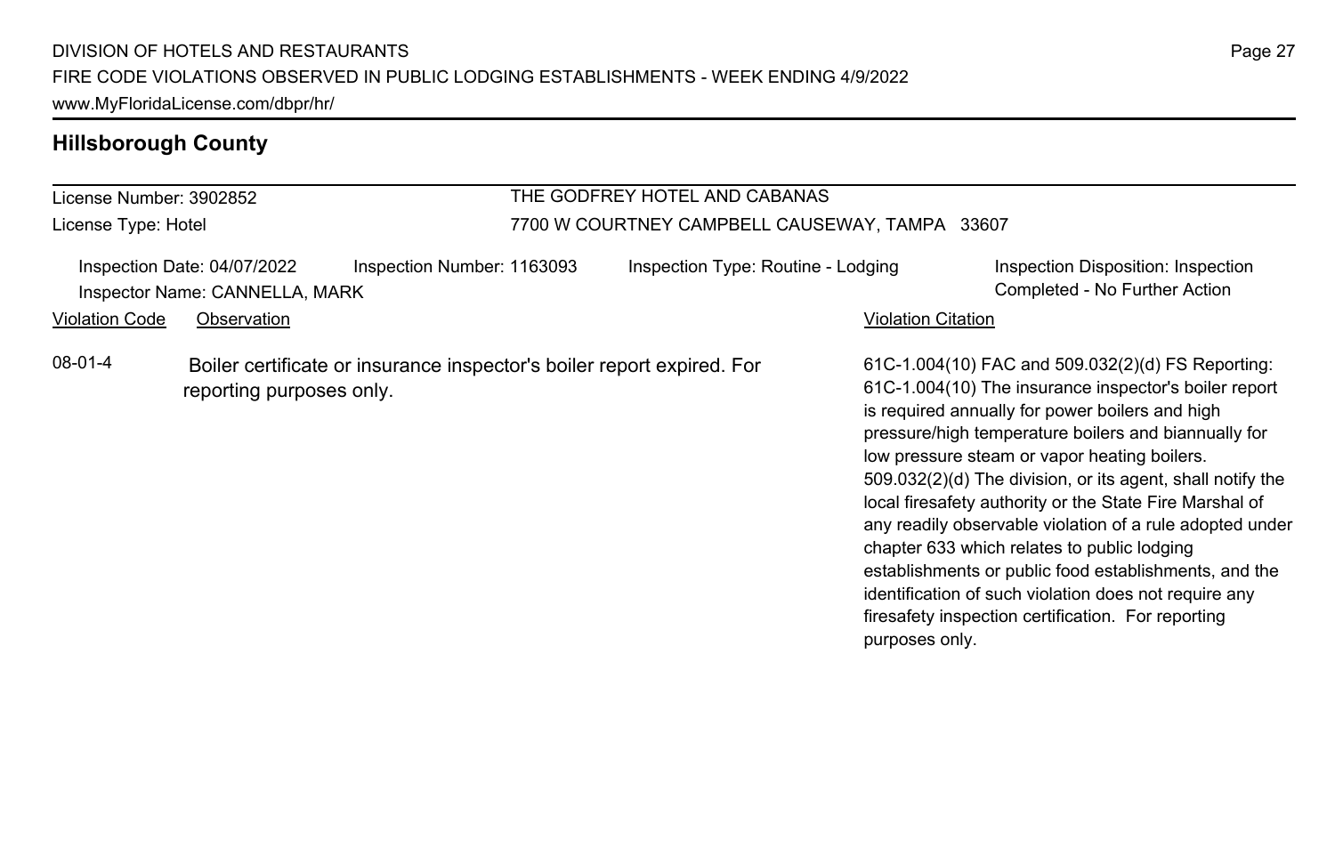## Hillsborough County

| License Number: 3902852 | THE GODFREY HOTEL AND CABANAS |
| --- | --- |
| License Type: Hotel | 7700 W COURTNEY CAMPBELL CAUSEWAY, TAMPA 33607 |

Inspection Date: 04/07/2022 | Inspection Number: 1163093 | Inspection Type: Routine - Lodging | Inspection Disposition: Inspection Completed - No Further Action

Inspector Name: CANNELLA, MARK

| Violation Code | Observation | Violation Citation |
| --- | --- | --- |
| 08-01-4 | Boiler certificate or insurance inspector's boiler report expired. For reporting purposes only. | 61C-1.004(10) FAC and 509.032(2)(d) FS Reporting: 61C-1.004(10) The insurance inspector's boiler report is required annually for power boilers and high pressure/high temperature boilers and biannually for low pressure steam or vapor heating boilers. 509.032(2)(d) The division, or its agent, shall notify the local firesafety authority or the State Fire Marshal of any readily observable violation of a rule adopted under chapter 633 which relates to public lodging establishments or public food establishments, and the identification of such violation does not require any firesafety inspection certification. For reporting purposes only. |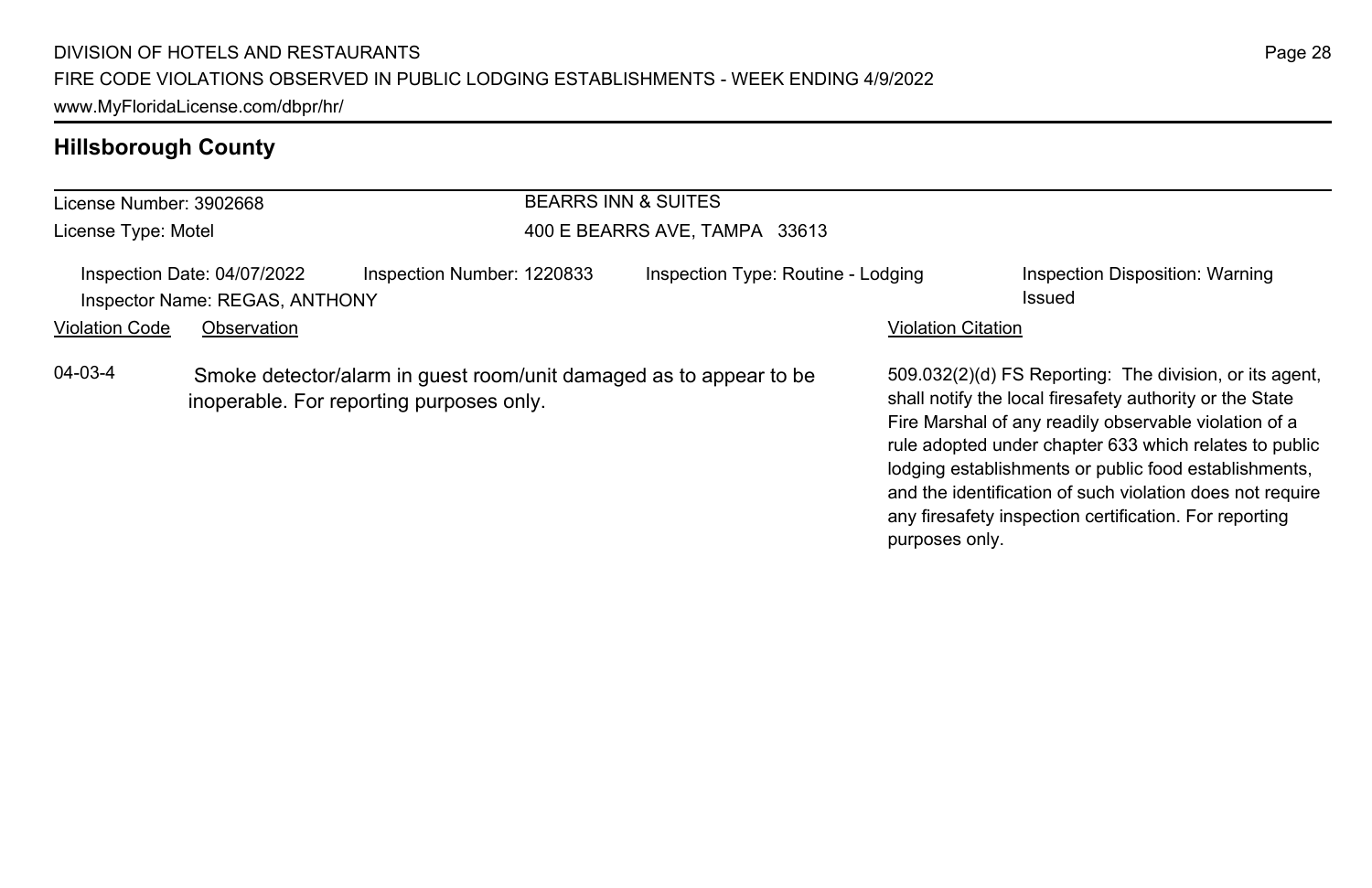## Hillsborough County

| License Number: 3902668 | BEARRS INN & SUITES |
| --- | --- |
| License Type: Motel | 400 E BEARRS AVE, TAMPA 33613 |

| Inspection Date: 04/07/2022 | Inspection Number: 1220833 | Inspection Type: Routine - Lodging | Inspection Disposition: Warning Issued |
| --- | --- | --- | --- |
| Inspector Name: REGAS, ANTHONY | | | |

| Violation Code | Observation | Violation Citation |
| --- | --- | --- |
| 04-03-4 | Smoke detector/alarm in guest room/unit damaged as to appear to be inoperable. For reporting purposes only. | 509.032(2)(d) FS Reporting: The division, or its agent, shall notify the local firesafety authority or the State Fire Marshal of any readily observable violation of a rule adopted under chapter 633 which relates to public lodging establishments or public food establishments, and the identification of such violation does not require any firesafety inspection certification. For reporting purposes only. |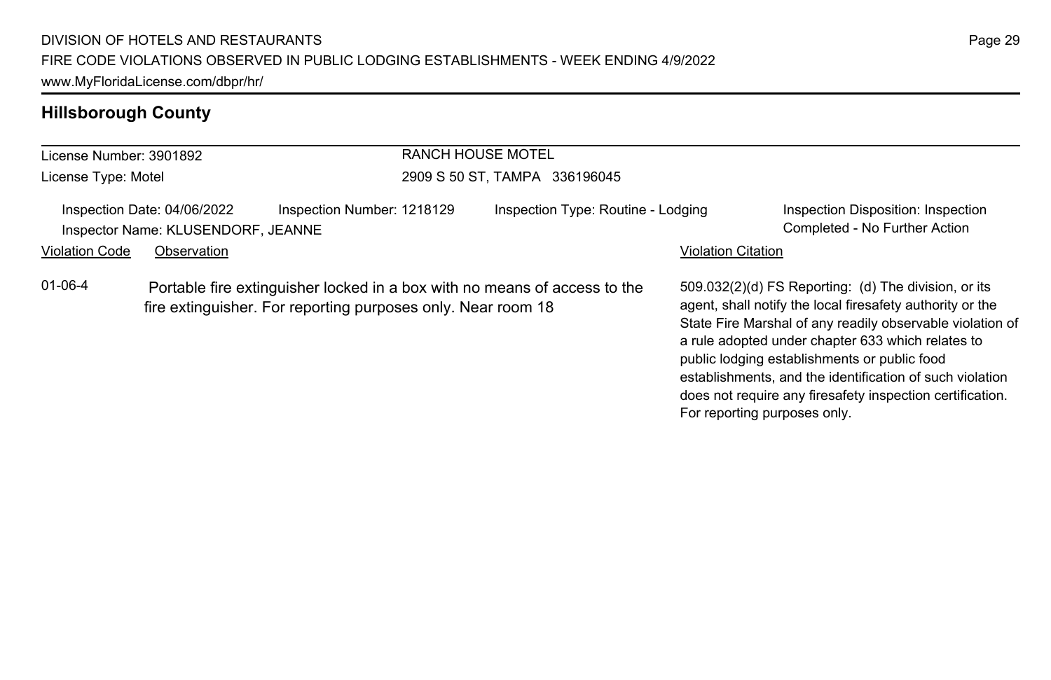## Hillsborough County

License Number: 3901892
License Type: Motel

RANCH HOUSE MOTEL
2909 S 50 ST, TAMPA 336196045

Inspection Date: 04/06/2022
Inspection Number: 1218129
Inspection Type: Routine - Lodging
Inspection Disposition: Inspection Completed - No Further Action
Inspector Name: KLUSENDORF, JEANNE

| Violation Code | Observation | Violation Citation |
| --- | --- | --- |
| 01-06-4 | Portable fire extinguisher locked in a box with no means of access to the fire extinguisher. For reporting purposes only. Near room 18 | 509.032(2)(d) FS Reporting: (d) The division, or its agent, shall notify the local firesafety authority or the State Fire Marshal of any readily observable violation of a rule adopted under chapter 633 which relates to public lodging establishments or public food establishments, and the identification of such violation does not require any firesafety inspection certification. For reporting purposes only. |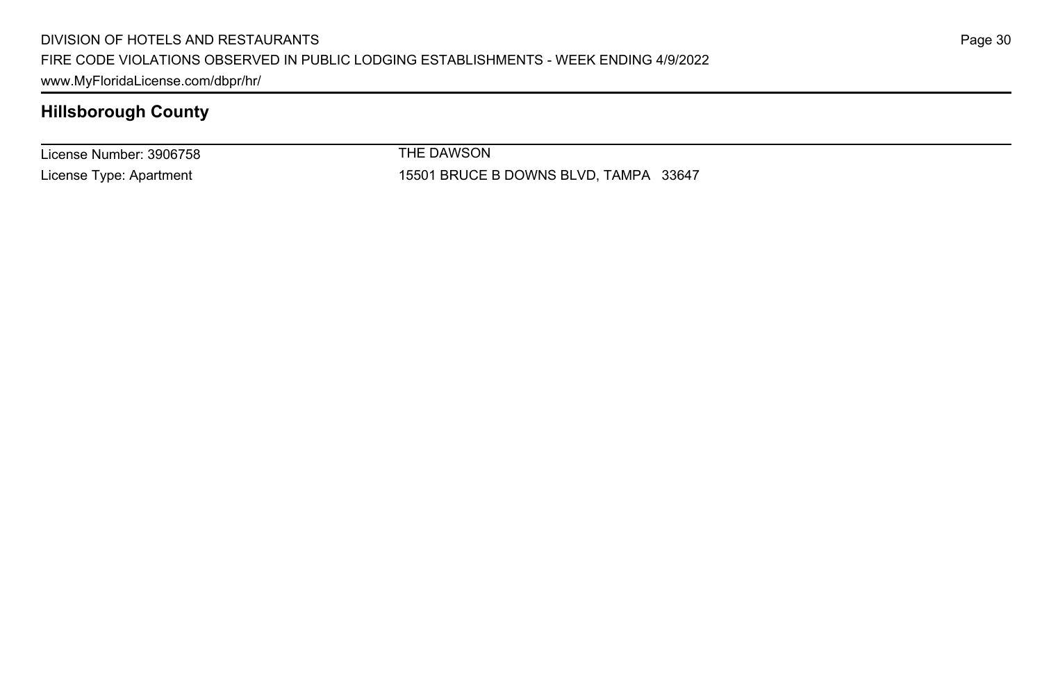## Hillsborough County

| License Number: 3906758 | THE DAWSON |
|---|---|
| License Type: Apartment | 15501 BRUCE B DOWNS BLVD, TAMPA 33647 |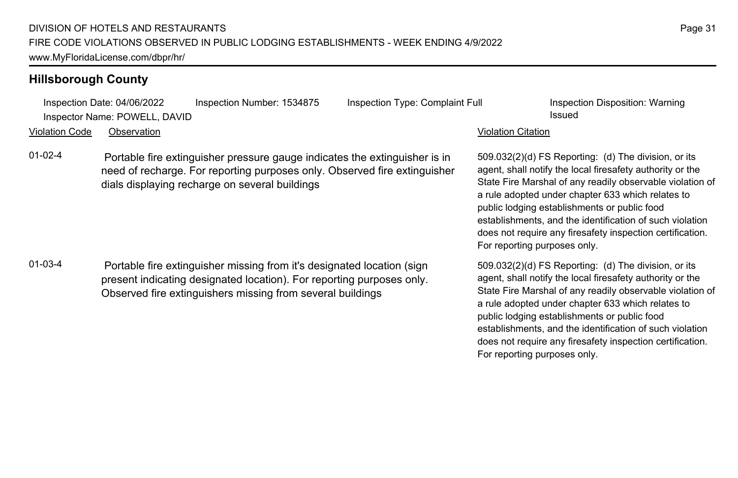## Hillsborough County

Inspection Date: 04/06/2022 | Inspection Number: 1534875 | Inspection Type: Complaint Full | Inspection Disposition: Warning Issued

Inspector Name: POWELL, DAVID

| Violation Code | Observation | Violation Citation |
| --- | --- | --- |
| 01-02-4 | Portable fire extinguisher pressure gauge indicates the extinguisher is in need of recharge. For reporting purposes only. Observed fire extinguisher dials displaying recharge on several buildings | 509.032(2)(d) FS Reporting: (d) The division, or its agent, shall notify the local firesafety authority or the State Fire Marshal of any readily observable violation of a rule adopted under chapter 633 which relates to public lodging establishments or public food establishments, and the identification of such violation does not require any firesafety inspection certification. For reporting purposes only. |
| 01-03-4 | Portable fire extinguisher missing from it's designated location (sign present indicating designated location). For reporting purposes only. Observed fire extinguishers missing from several buildings | 509.032(2)(d) FS Reporting: (d) The division, or its agent, shall notify the local firesafety authority or the State Fire Marshal of any readily observable violation of a rule adopted under chapter 633 which relates to public lodging establishments or public food establishments, and the identification of such violation does not require any firesafety inspection certification. For reporting purposes only. |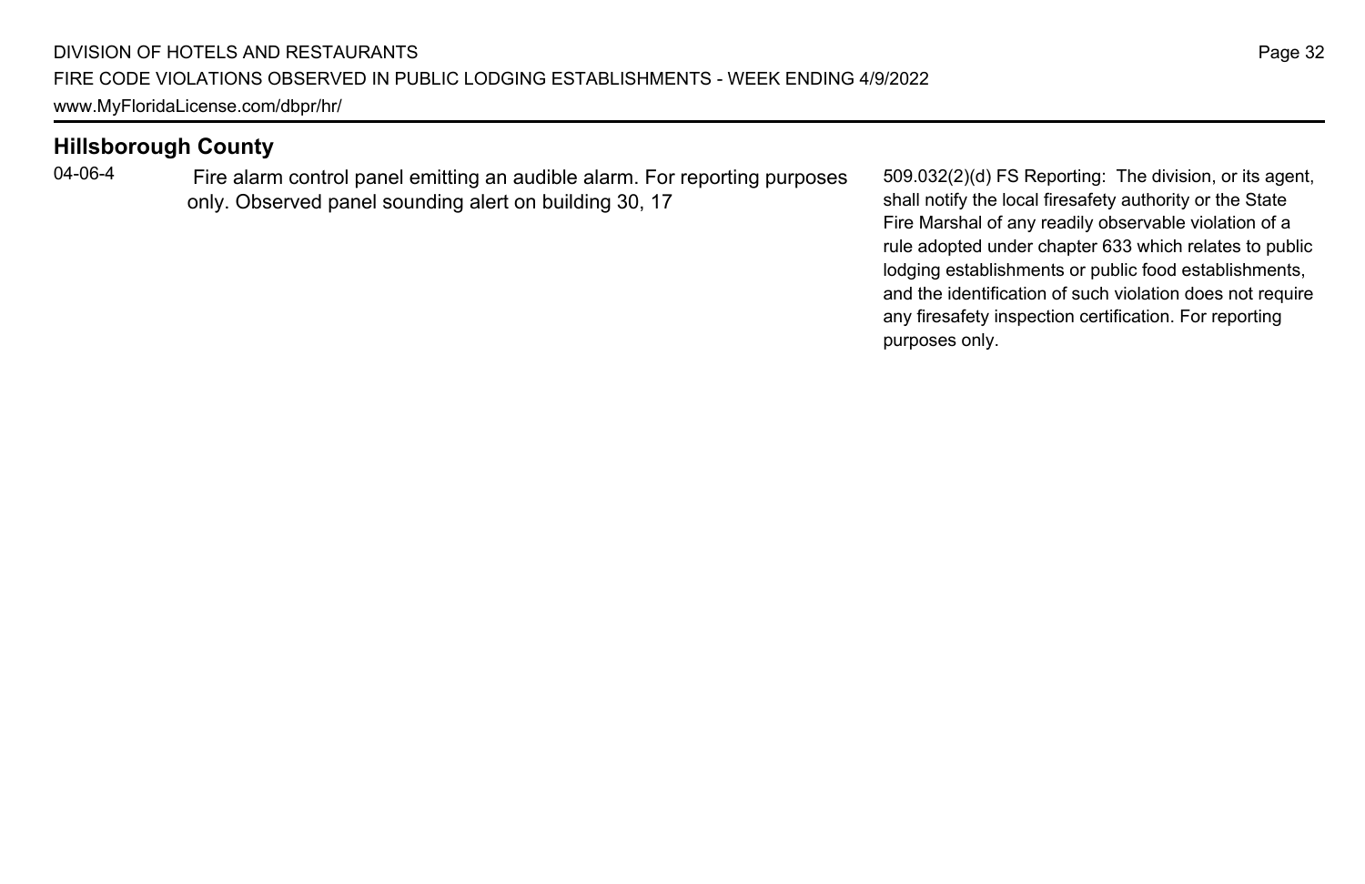## Hillsborough County

| | | |
|---|---|---|
| 04-06-4 | Fire alarm control panel emitting an audible alarm. For reporting purposes only. Observed panel sounding alert on building 30, 17 | 509.032(2)(d) FS Reporting: The division, or its agent, shall notify the local firesafety authority or the State Fire Marshal of any readily observable violation of a rule adopted under chapter 633 which relates to public lodging establishments or public food establishments, and the identification of such violation does not require any firesafety inspection certification. For reporting purposes only. |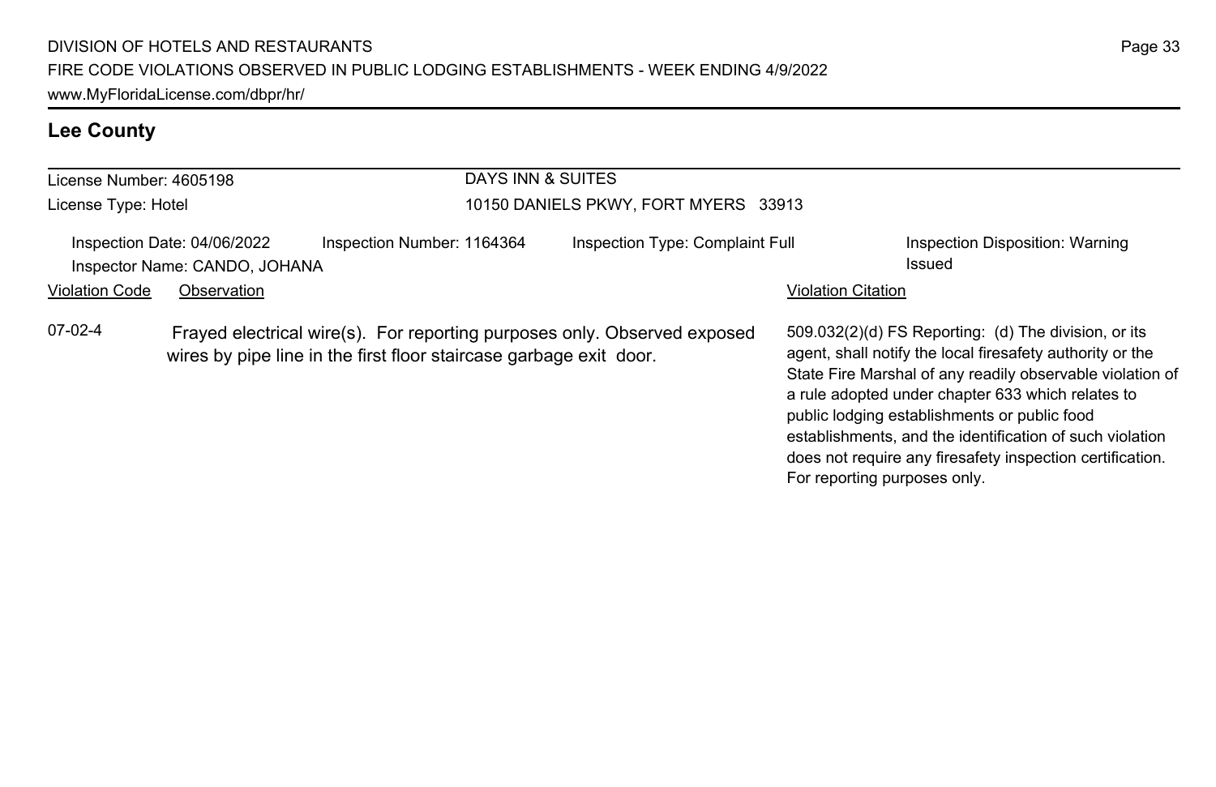## Lee County

| License Number: 4605198 | DAYS INN & SUITES |
| --- | --- |
| License Type: Hotel | 10150 DANIELS PKWY, FORT MYERS 33913 |

Inspection Date: 04/06/2022 | Inspection Number: 1164364 | Inspection Type: Complaint Full | Inspection Disposition: Warning Issued

Inspector Name: CANDO, JOHANA

| Violation Code | Observation | Violation Citation |
| --- | --- | --- |
| 07-02-4 | Frayed electrical wire(s). For reporting purposes only. Observed exposed wires by pipe line in the first floor staircase garbage exit door. | 509.032(2)(d) FS Reporting: (d) The division, or its agent, shall notify the local firesafety authority or the State Fire Marshal of any readily observable violation of a rule adopted under chapter 633 which relates to public lodging establishments or public food establishments, and the identification of such violation does not require any firesafety inspection certification. For reporting purposes only. |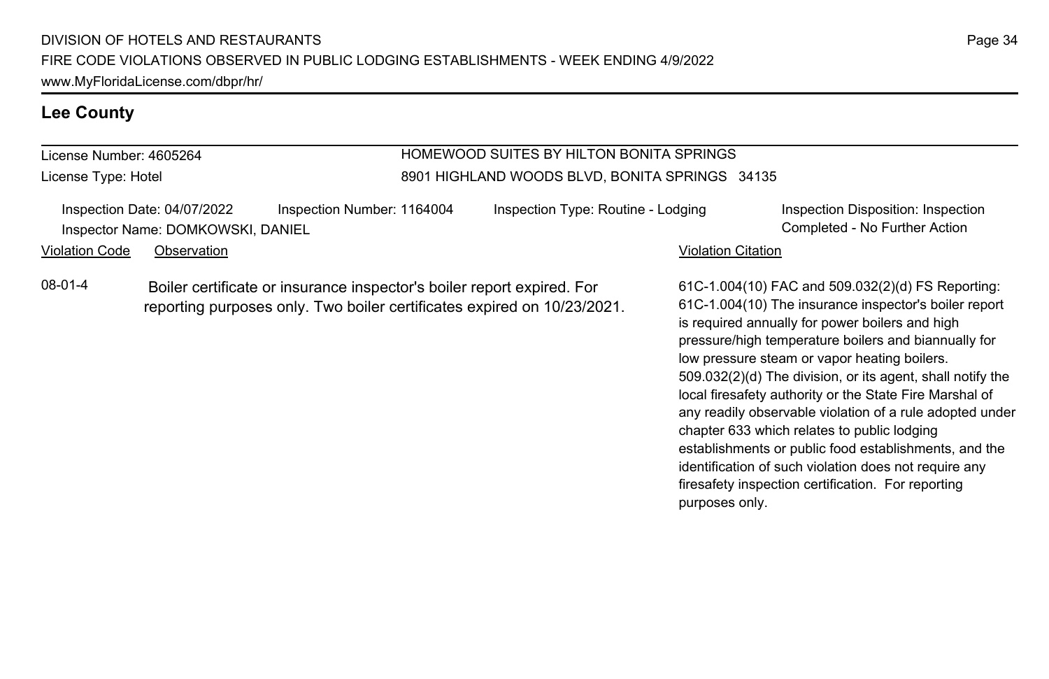## Lee County

License Number: 4605264

License Type: Hotel

HOMEWOOD SUITES BY HILTON BONITA SPRINGS

8901 HIGHLAND WOODS BLVD, BONITA SPRINGS 34135

Inspection Date: 04/07/2022 | Inspection Number: 1164004 | Inspection Type: Routine - Lodging | Inspection Disposition: Inspection Completed - No Further Action

Inspector Name: DOMKOWSKI, DANIEL

| Violation Code | Observation | Violation Citation |
| --- | --- | --- |
| 08-01-4 | Boiler certificate or insurance inspector's boiler report expired. For reporting purposes only. Two boiler certificates expired on 10/23/2021. | 61C-1.004(10) FAC and 509.032(2)(d) FS Reporting: 61C-1.004(10) The insurance inspector's boiler report is required annually for power boilers and high pressure/high temperature boilers and biannually for low pressure steam or vapor heating boilers. 509.032(2)(d) The division, or its agent, shall notify the local firesafety authority or the State Fire Marshal of any readily observable violation of a rule adopted under chapter 633 which relates to public lodging establishments or public food establishments, and the identification of such violation does not require any firesafety inspection certification. For reporting purposes only. |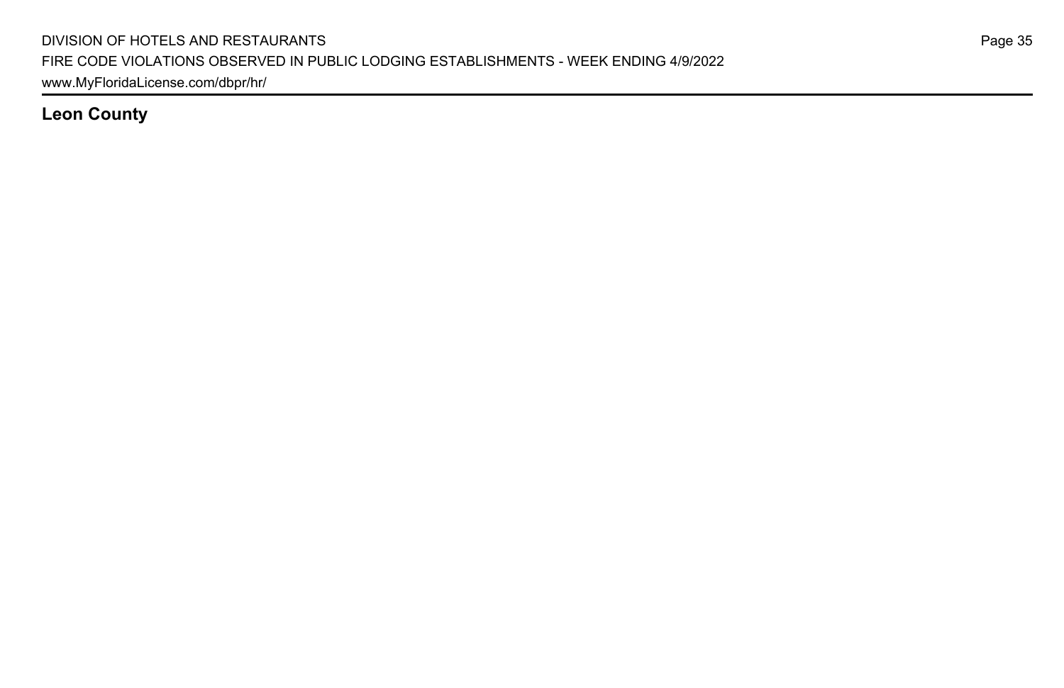## Leon County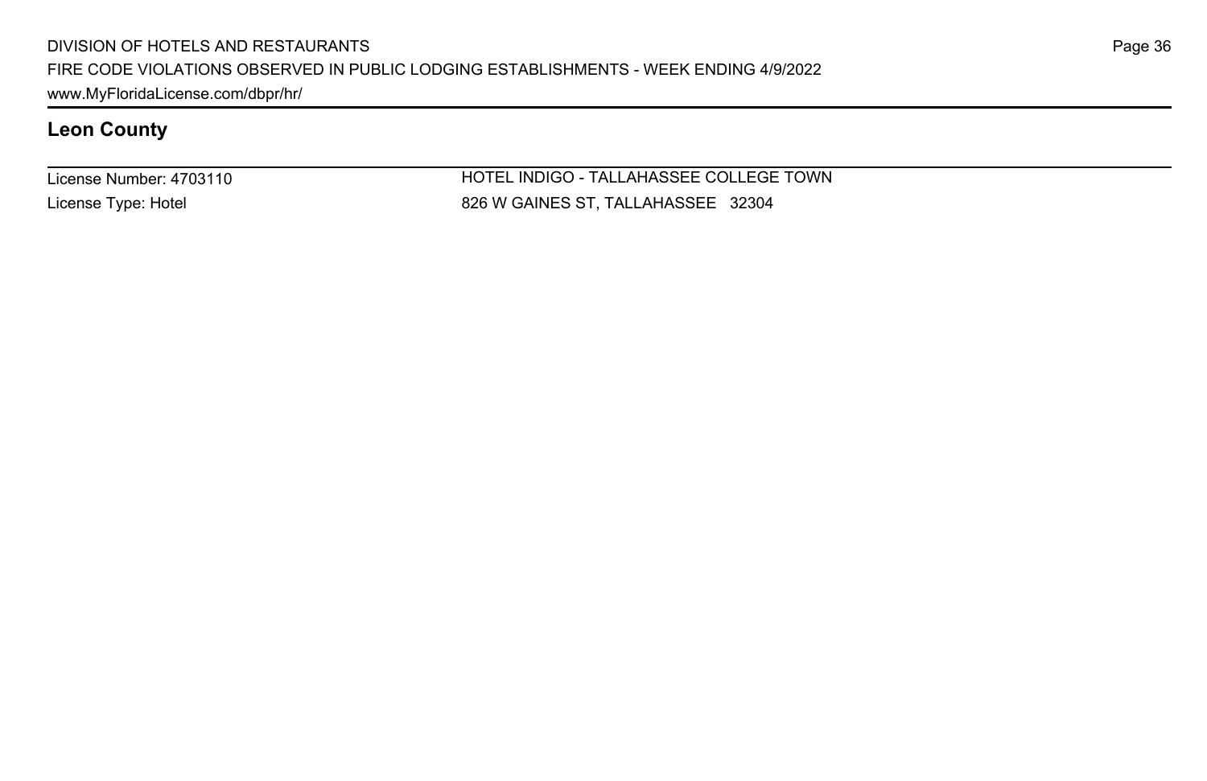## Leon County

License Number: 4703110

License Type: Hotel

HOTEL INDIGO - TALLAHASSEE COLLEGE TOWN

826 W GAINES ST, TALLAHASSEE 32304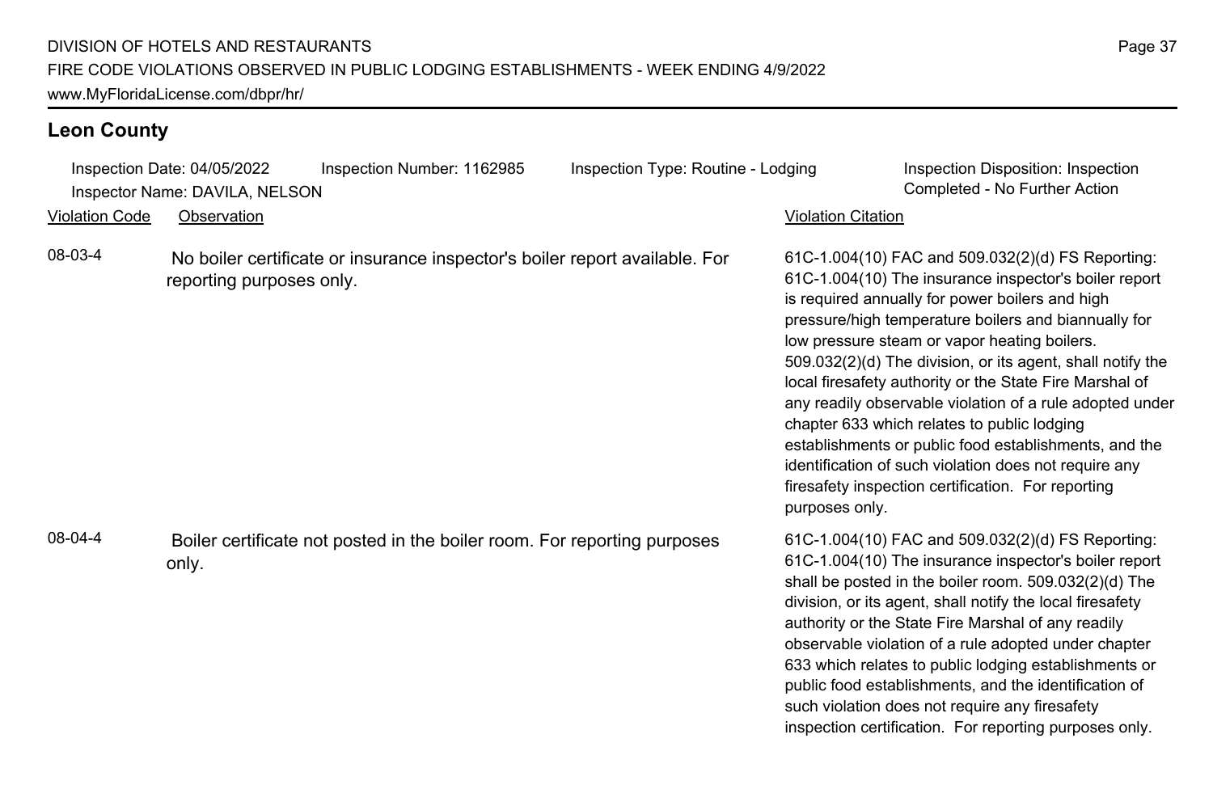## Leon County

Inspection Date: 04/05/2022 Inspection Number: 1162985 Inspection Type: Routine - Lodging Inspection Disposition: Inspection Completed - No Further Action
Inspector Name: DAVILA, NELSON

| Violation Code | Observation | Violation Citation |
| --- | --- | --- |
| 08-03-4 | No boiler certificate or insurance inspector's boiler report available. For reporting purposes only. | 61C-1.004(10) FAC and 509.032(2)(d) FS Reporting: 61C-1.004(10) The insurance inspector's boiler report is required annually for power boilers and high pressure/high temperature boilers and biannually for low pressure steam or vapor heating boilers. 509.032(2)(d) The division, or its agent, shall notify the local firesafety authority or the State Fire Marshal of any readily observable violation of a rule adopted under chapter 633 which relates to public lodging establishments or public food establishments, and the identification of such violation does not require any firesafety inspection certification. For reporting purposes only. |
| 08-04-4 | Boiler certificate not posted in the boiler room. For reporting purposes only. | 61C-1.004(10) FAC and 509.032(2)(d) FS Reporting: 61C-1.004(10) The insurance inspector's boiler report shall be posted in the boiler room. 509.032(2)(d) The division, or its agent, shall notify the local firesafety authority or the State Fire Marshal of any readily observable violation of a rule adopted under chapter 633 which relates to public lodging establishments or public food establishments, and the identification of such violation does not require any firesafety inspection certification. For reporting purposes only. |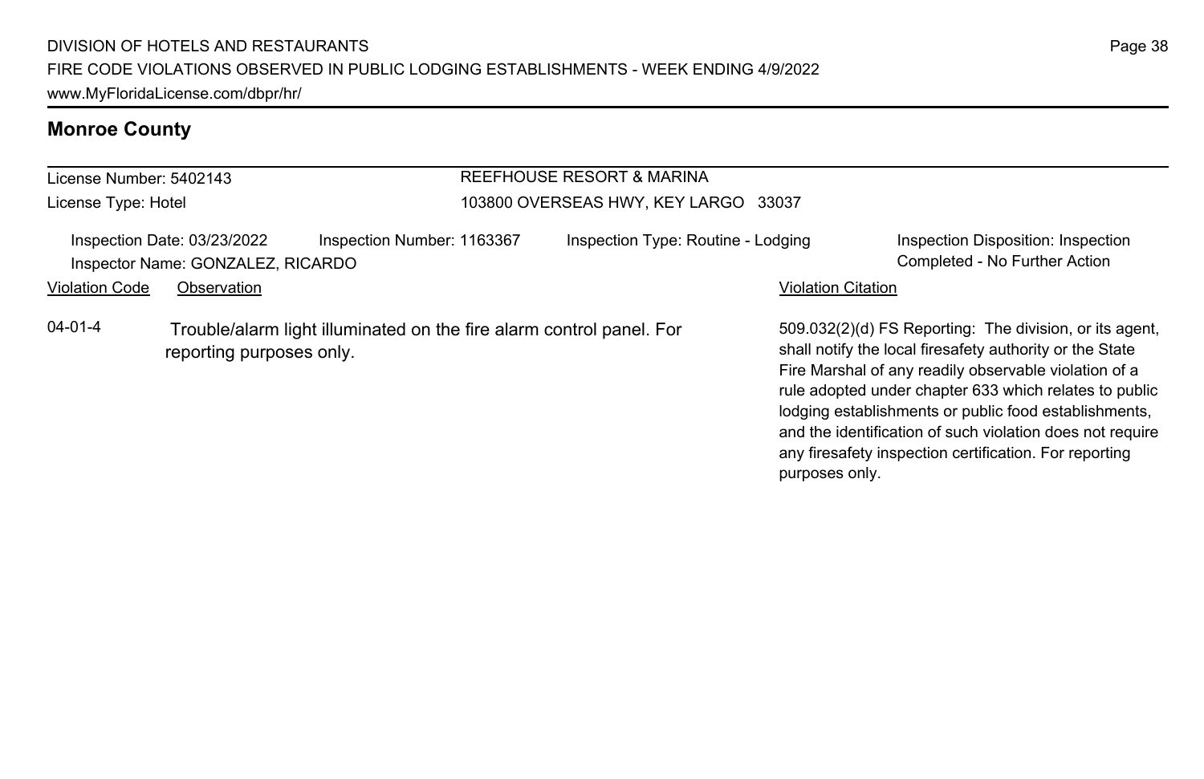## Monroe County

| License Number: 5402143 | REEFHOUSE RESORT & MARINA |
|---|---|
| License Type: Hotel | 103800 OVERSEAS HWY, KEY LARGO 33037 |

Inspection Date: 03/23/2022 | Inspection Number: 1163367 | Inspection Type: Routine - Lodging | Inspection Disposition: Inspection Completed - No Further Action

Inspector Name: GONZALEZ, RICARDO

| Violation Code | Observation | Violation Citation |
|---|---|---|
| 04-01-4 | Trouble/alarm light illuminated on the fire alarm control panel. For reporting purposes only. | 509.032(2)(d) FS Reporting: The division, or its agent, shall notify the local firesafety authority or the State Fire Marshal of any readily observable violation of a rule adopted under chapter 633 which relates to public lodging establishments or public food establishments, and the identification of such violation does not require any firesafety inspection certification. For reporting purposes only. |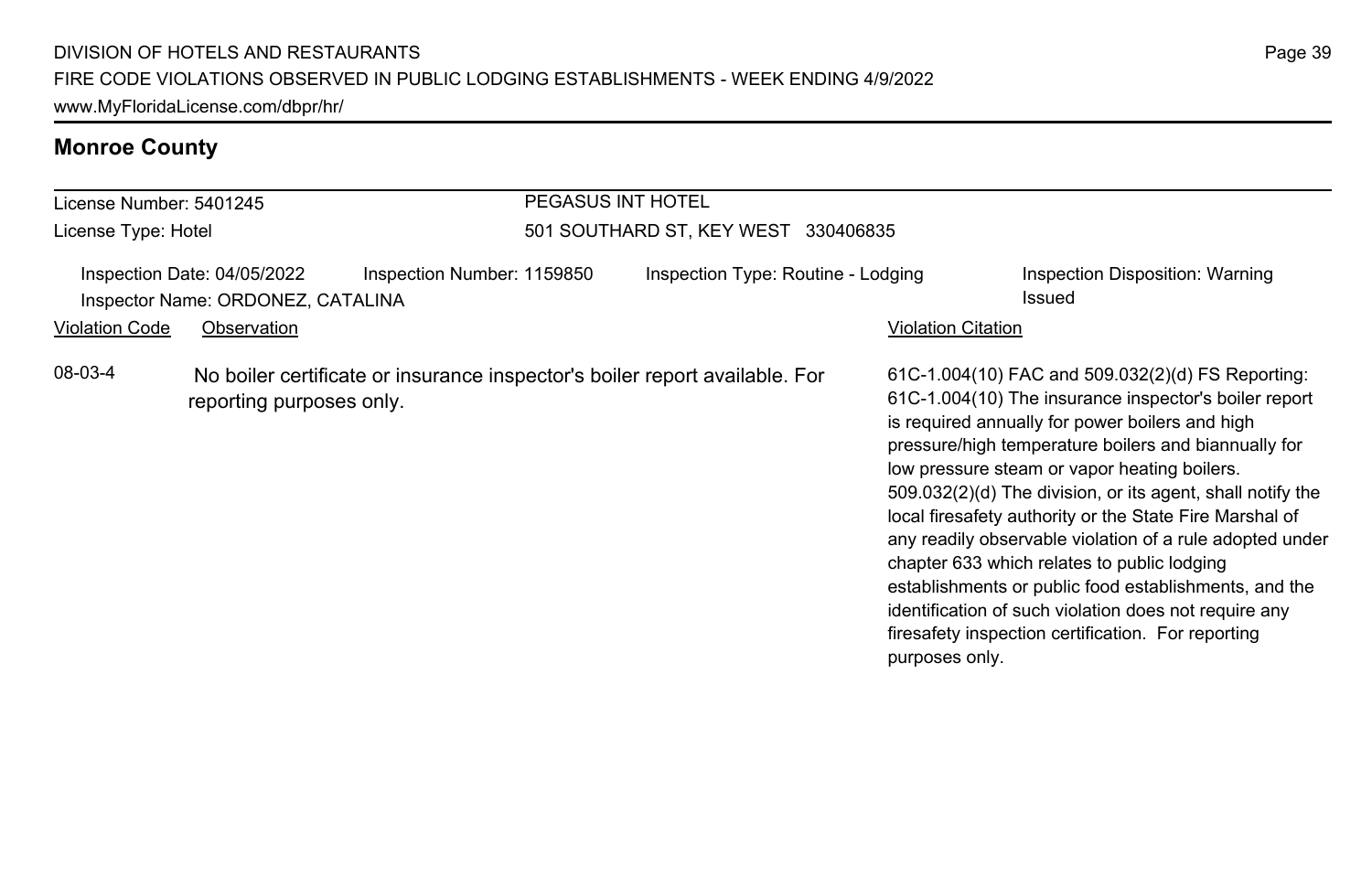## Monroe County

License Number: 5401245

License Type: Hotel

PEGASUS INT HOTEL

501 SOUTHARD ST, KEY WEST 330406835

Inspection Date: 04/05/2022

Inspection Number: 1159850

Inspection Type: Routine - Lodging

Inspection Disposition: Warning Issued

Inspector Name: ORDONEZ, CATALINA

| Violation Code | Observation | Violation Citation |
| --- | --- | --- |
| 08-03-4 | No boiler certificate or insurance inspector's boiler report available. For reporting purposes only. | 61C-1.004(10) FAC and 509.032(2)(d) FS Reporting: 61C-1.004(10) The insurance inspector's boiler report is required annually for power boilers and high pressure/high temperature boilers and biannually for low pressure steam or vapor heating boilers. 509.032(2)(d) The division, or its agent, shall notify the local firesafety authority or the State Fire Marshal of any readily observable violation of a rule adopted under chapter 633 which relates to public lodging establishments or public food establishments, and the identification of such violation does not require any firesafety inspection certification. For reporting purposes only. |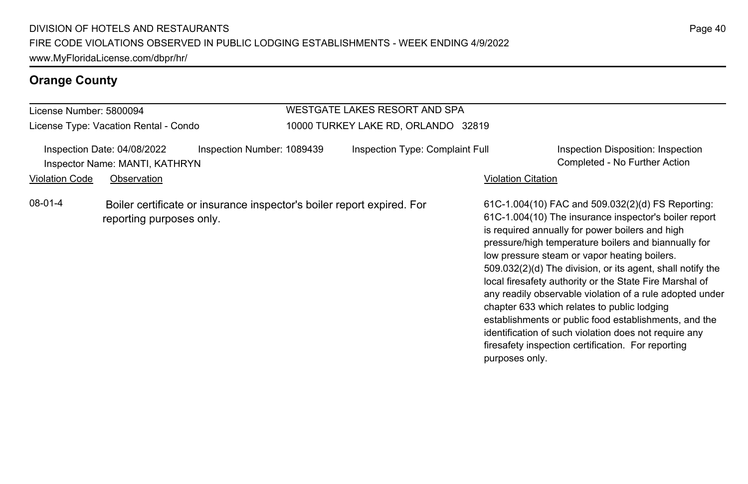## Orange County

License Number: 5800094
License Type: Vacation Rental - Condo

WESTGATE LAKES RESORT AND SPA
10000 TURKEY LAKE RD, ORLANDO 32819

Inspection Date: 04/08/2022
Inspection Number: 1089439
Inspection Type: Complaint Full
Inspection Disposition: Inspection Completed - No Further Action
Inspector Name: MANTI, KATHRYN

| Violation Code | Observation | Violation Citation |
| --- | --- | --- |
| 08-01-4 | Boiler certificate or insurance inspector's boiler report expired. For reporting purposes only. | 61C-1.004(10) FAC and 509.032(2)(d) FS Reporting: 61C-1.004(10) The insurance inspector's boiler report is required annually for power boilers and high pressure/high temperature boilers and biannually for low pressure steam or vapor heating boilers. 509.032(2)(d) The division, or its agent, shall notify the local firesafety authority or the State Fire Marshal of any readily observable violation of a rule adopted under chapter 633 which relates to public lodging establishments or public food establishments, and the identification of such violation does not require any firesafety inspection certification. For reporting purposes only. |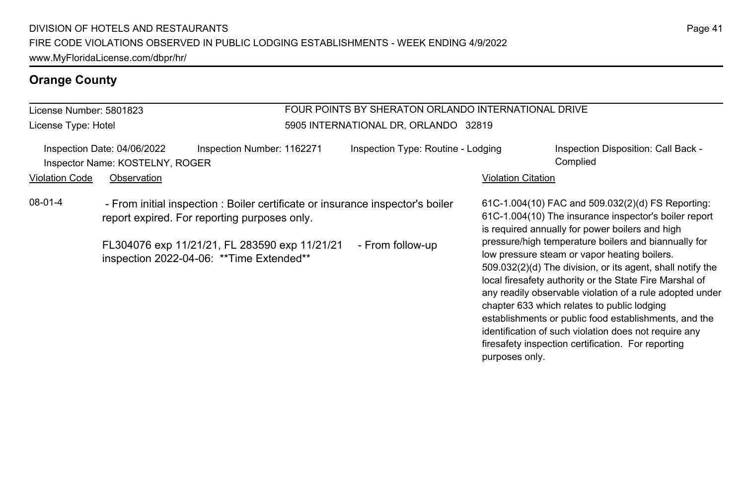## Orange County

License Number: 5801823
License Type: Hotel

FOUR POINTS BY SHERATON ORLANDO INTERNATIONAL DRIVE
5905 INTERNATIONAL DR, ORLANDO 32819

Inspection Date: 04/06/2022
Inspection Number: 1162271
Inspection Type: Routine - Lodging
Inspection Disposition: Call Back - Complied
Inspector Name: KOSTELNY, ROGER

| Violation Code | Observation | Violation Citation |
|---|---|---|
| 08-01-4 | - From initial inspection : Boiler certificate or insurance inspector's boiler report expired. For reporting purposes only.<br><br>FL304076 exp 11/21/21, FL 283590 exp 11/21/21 - From follow-up inspection 2022-04-06: **Time Extended** | 61C-1.004(10) FAC and 509.032(2)(d) FS Reporting: 61C-1.004(10) The insurance inspector's boiler report is required annually for power boilers and high pressure/high temperature boilers and biannually for low pressure steam or vapor heating boilers. 509.032(2)(d) The division, or its agent, shall notify the local firesafety authority or the State Fire Marshal of any readily observable violation of a rule adopted under chapter 633 which relates to public lodging establishments or public food establishments, and the identification of such violation does not require any firesafety inspection certification. For reporting purposes only. |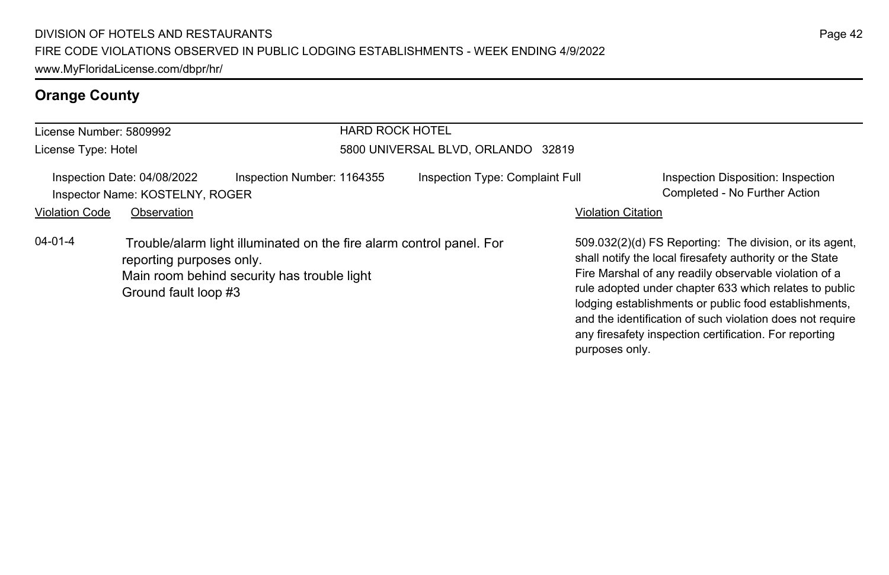## Orange County

License Number: 5809992
License Type: Hotel

HARD ROCK HOTEL
5800 UNIVERSAL BLVD, ORLANDO 32819

Inspection Date: 04/08/2022
Inspector Name: KOSTELNY, ROGER
Inspection Number: 1164355
Inspection Type: Complaint Full
Inspection Disposition: Inspection Completed - No Further Action

| Violation Code | Observation | Violation Citation |
| --- | --- | --- |
| 04-01-4 | Trouble/alarm light illuminated on the fire alarm control panel. For reporting purposes only.<br>Main room behind security has trouble light<br>Ground fault loop #3 | 509.032(2)(d) FS Reporting: The division, or its agent, shall notify the local firesafety authority or the State Fire Marshal of any readily observable violation of a rule adopted under chapter 633 which relates to public lodging establishments or public food establishments, and the identification of such violation does not require any firesafety inspection certification. For reporting purposes only. |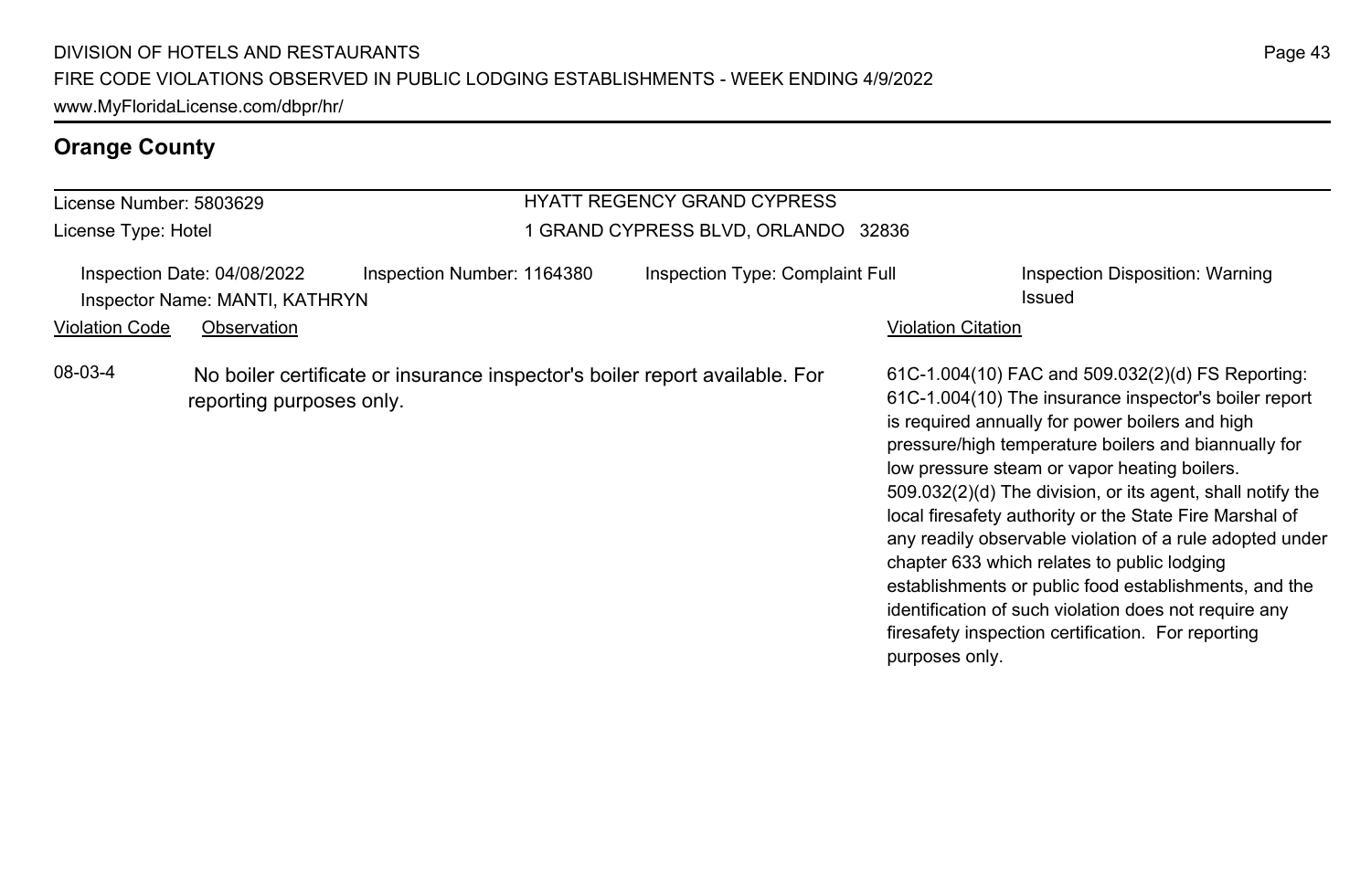## Orange County

**License Number:** 5803629
**License Type:** Hotel

**HYATT REGENCY GRAND CYPRESS**
1 GRAND CYPRESS BLVD, ORLANDO 32836

Inspection Date: 04/08/2022
Inspector Name: MANTI, KATHRYN
Inspection Number: 1164380
Inspection Type: Complaint Full
Inspection Disposition: Warning Issued

| Violation Code | Observation | Violation Citation |
| --- | --- | --- |
| 08-03-4 | No boiler certificate or insurance inspector's boiler report available. For reporting purposes only. | 61C-1.004(10) FAC and 509.032(2)(d) FS Reporting: 61C-1.004(10) The insurance inspector's boiler report is required annually for power boilers and high pressure/high temperature boilers and biannually for low pressure steam or vapor heating boilers. 509.032(2)(d) The division, or its agent, shall notify the local firesafety authority or the State Fire Marshal of any readily observable violation of a rule adopted under chapter 633 which relates to public lodging establishments or public food establishments, and the identification of such violation does not require any firesafety inspection certification. For reporting purposes only. |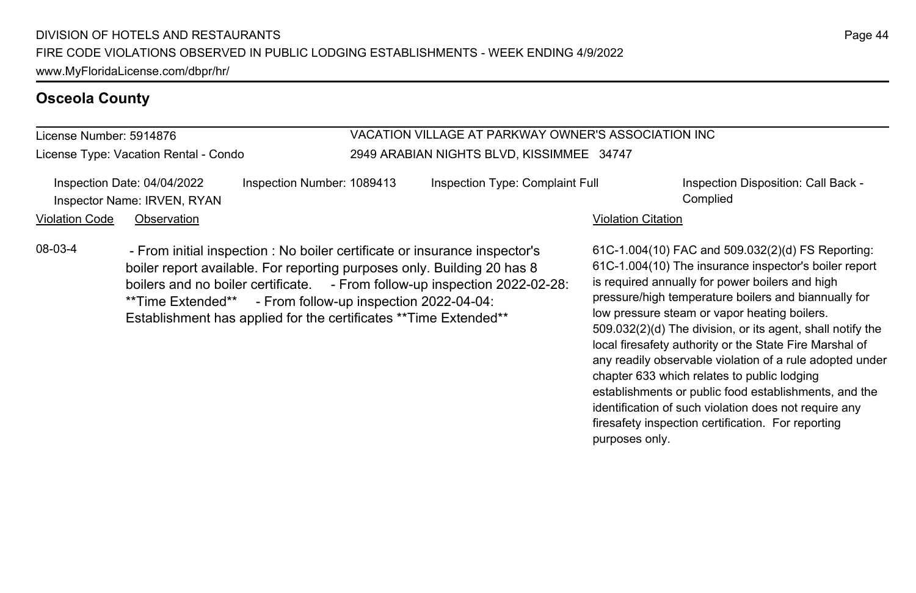## Osceola County

License Number: 5914876
License Type: Vacation Rental - Condo

VACATION VILLAGE AT PARKWAY OWNER'S ASSOCIATION INC
2949 ARABIAN NIGHTS BLVD, KISSIMMEE 34747

Inspection Date: 04/04/2022
Inspector Name: IRVEN, RYAN
Inspection Number: 1089413
Inspection Type: Complaint Full
Inspection Disposition: Call Back - Complied

| Violation Code | Observation | Violation Citation |
|---|---|---|
| 08-03-4 | - From initial inspection : No boiler certificate or insurance inspector's boiler report available. For reporting purposes only. Building 20 has 8 boilers and no boiler certificate. - From follow-up inspection 2022-02-28: **Time Extended** - From follow-up inspection 2022-04-04: Establishment has applied for the certificates **Time Extended** | 61C-1.004(10) FAC and 509.032(2)(d) FS Reporting: 61C-1.004(10) The insurance inspector's boiler report is required annually for power boilers and high pressure/high temperature boilers and biannually for low pressure steam or vapor heating boilers. 509.032(2)(d) The division, or its agent, shall notify the local firesafety authority or the State Fire Marshal of any readily observable violation of a rule adopted under chapter 633 which relates to public lodging establishments or public food establishments, and the identification of such violation does not require any firesafety inspection certification. For reporting purposes only. |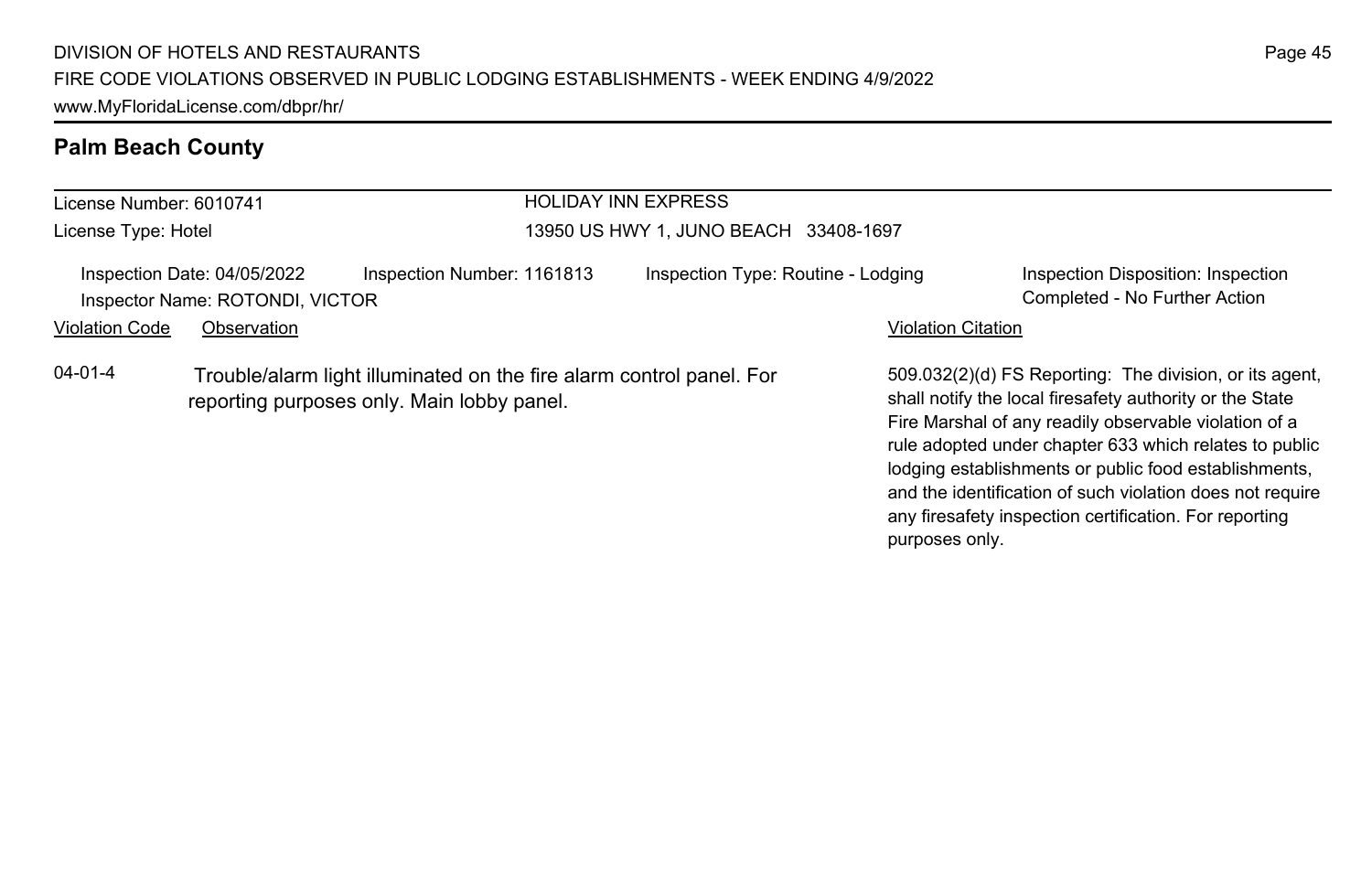## Palm Beach County

| License Number: 6010741 | HOLIDAY INN EXPRESS |
|---|---|
| License Type: Hotel | 13950 US HWY 1, JUNO BEACH 33408-1697 |

| Inspection Date: 04/05/2022 | Inspection Number: 1161813 | Inspection Type: Routine - Lodging | Inspection Disposition: Inspection Completed - No Further Action |
|---|---|---|---|
| Inspector Name: ROTONDI, VICTOR | | | |

| Violation Code | Observation | Violation Citation |
|---|---|---|
| 04-01-4 | Trouble/alarm light illuminated on the fire alarm control panel. For reporting purposes only. Main lobby panel. | 509.032(2)(d) FS Reporting: The division, or its agent, shall notify the local firesafety authority or the State Fire Marshal of any readily observable violation of a rule adopted under chapter 633 which relates to public lodging establishments or public food establishments, and the identification of such violation does not require any firesafety inspection certification. For reporting purposes only. |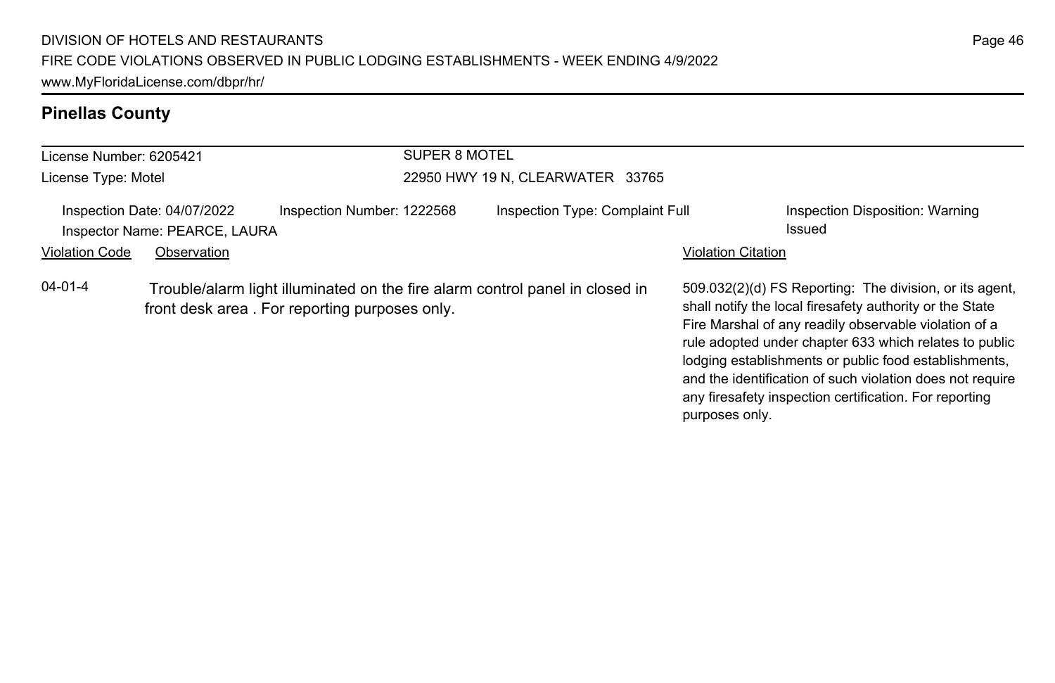## Pinellas County

| License Number: 6205421 | SUPER 8 MOTEL |
| --- | --- |
| License Type: Motel | 22950 HWY 19 N, CLEARWATER 33765 |

| Inspection Date: 04/07/2022 | Inspection Number: 1222568 | Inspection Type: Complaint Full | Inspection Disposition: Warning Issued |
| --- | --- | --- | --- |
| Inspector Name: PEARCE, LAURA | | | |

| Violation Code | Observation | Violation Citation |
| --- | --- | --- |
| 04-01-4 | Trouble/alarm light illuminated on the fire alarm control panel in closed in front desk area . For reporting purposes only. | 509.032(2)(d) FS Reporting: The division, or its agent, shall notify the local firesafety authority or the State Fire Marshal of any readily observable violation of a rule adopted under chapter 633 which relates to public lodging establishments or public food establishments, and the identification of such violation does not require any firesafety inspection certification. For reporting purposes only. |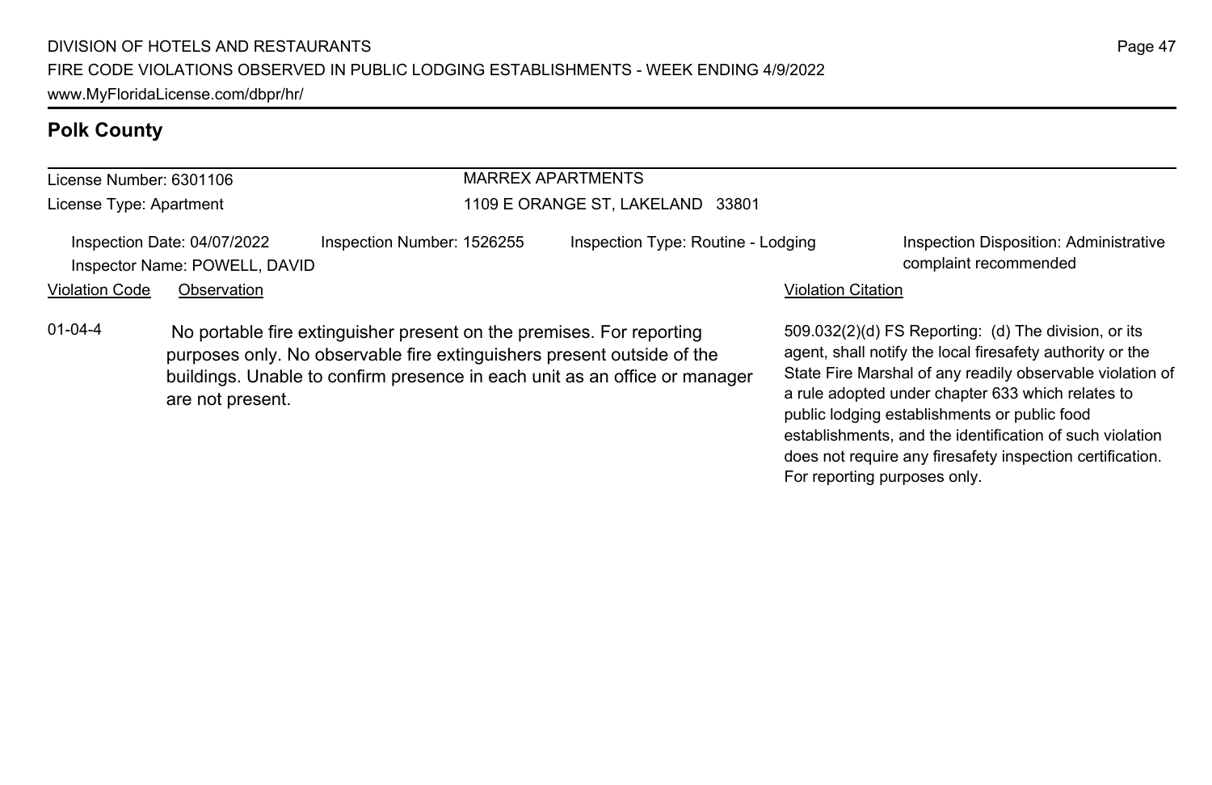## Polk County

License Number: 6301106
License Type: Apartment

MARREX APARTMENTS
1109 E ORANGE ST, LAKELAND 33801

Inspection Date: 04/07/2022
Inspector Name: POWELL, DAVID
Inspection Number: 1526255
Inspection Type: Routine - Lodging
Inspection Disposition: Administrative complaint recommended

| Violation Code | Observation | Violation Citation |
| --- | --- | --- |
| 01-04-4 | No portable fire extinguisher present on the premises. For reporting purposes only. No observable fire extinguishers present outside of the buildings. Unable to confirm presence in each unit as an office or manager are not present. | 509.032(2)(d) FS Reporting: (d) The division, or its agent, shall notify the local firesafety authority or the State Fire Marshal of any readily observable violation of a rule adopted under chapter 633 which relates to public lodging establishments or public food establishments, and the identification of such violation does not require any firesafety inspection certification. For reporting purposes only. |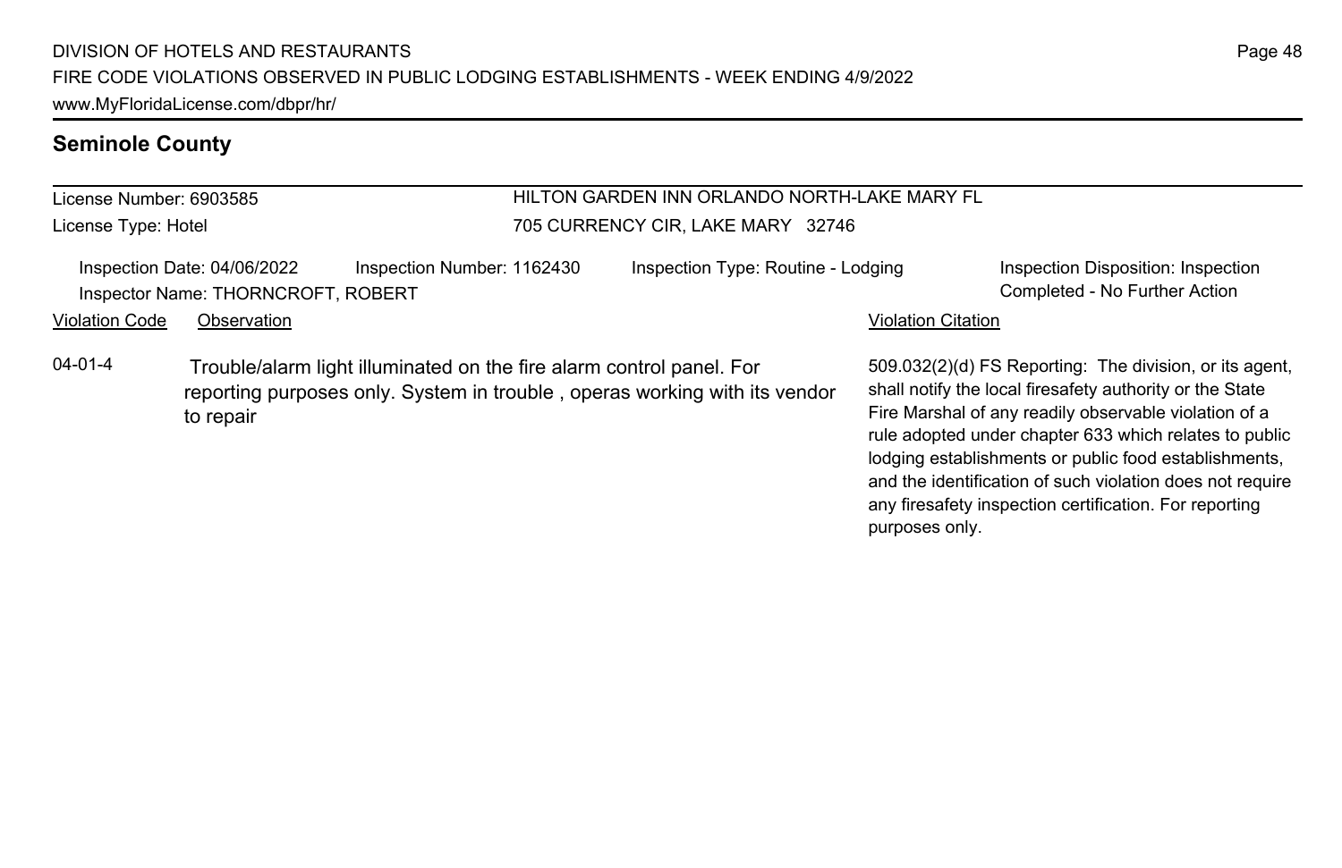## Seminole County

| License Number: 6903585 | HILTON GARDEN INN ORLANDO NORTH-LAKE MARY FL |
|---|---|
| License Type: Hotel | 705 CURRENCY CIR, LAKE MARY 32746 |

Inspection Date: 04/06/2022 | Inspection Number: 1162430 | Inspection Type: Routine - Lodging | Inspection Disposition: Inspection Completed - No Further Action

Inspector Name: THORNCROFT, ROBERT

| Violation Code | Observation | Violation Citation |
|---|---|---|
| 04-01-4 | Trouble/alarm light illuminated on the fire alarm control panel. For reporting purposes only. System in trouble , operas working with its vendor to repair | 509.032(2)(d) FS Reporting: The division, or its agent, shall notify the local firesafety authority or the State Fire Marshal of any readily observable violation of a rule adopted under chapter 633 which relates to public lodging establishments or public food establishments, and the identification of such violation does not require any firesafety inspection certification. For reporting purposes only. |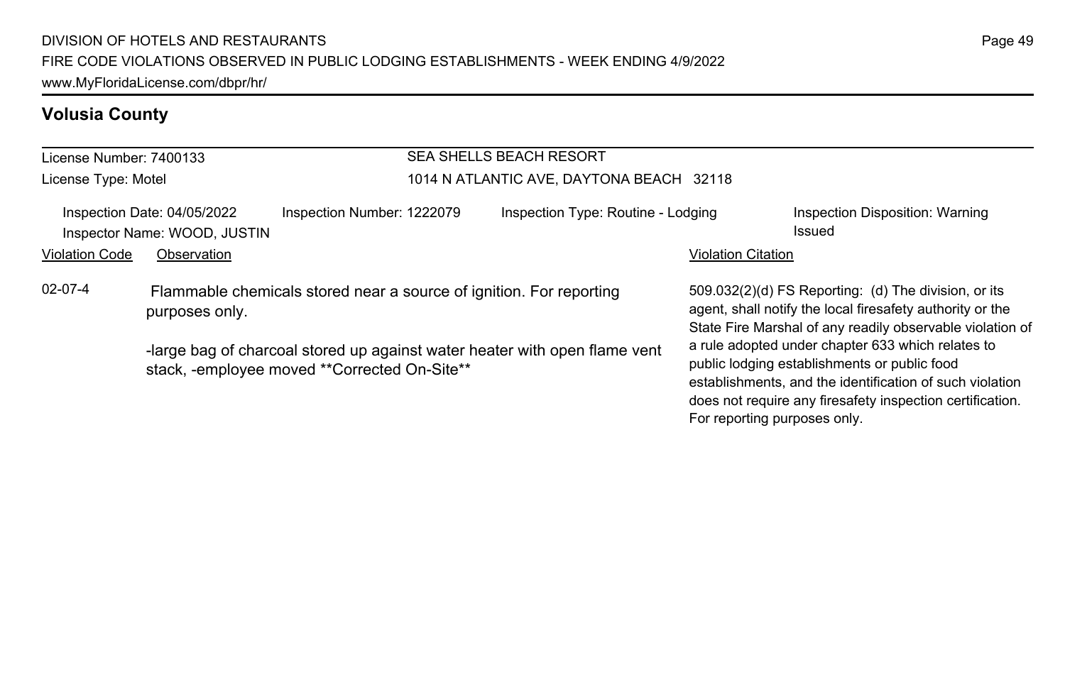## Volusia County

License Number: 7400133
License Type: Motel

SEA SHELLS BEACH RESORT
1014 N ATLANTIC AVE, DAYTONA BEACH 32118

Inspection Date: 04/05/2022
Inspector Name: WOOD, JUSTIN
Inspection Number: 1222079
Inspection Type: Routine - Lodging
Inspection Disposition: Warning Issued

| Violation Code | Observation | Violation Citation |
|---|---|---|
| 02-07-4 | Flammable chemicals stored near a source of ignition. For reporting purposes only.<br><br>-large bag of charcoal stored up against water heater with open flame vent stack, -employee moved **Corrected On-Site** | 509.032(2)(d) FS Reporting: (d) The division, or its agent, shall notify the local firesafety authority or the State Fire Marshal of any readily observable violation of a rule adopted under chapter 633 which relates to public lodging establishments or public food establishments, and the identification of such violation does not require any firesafety inspection certification. For reporting purposes only. |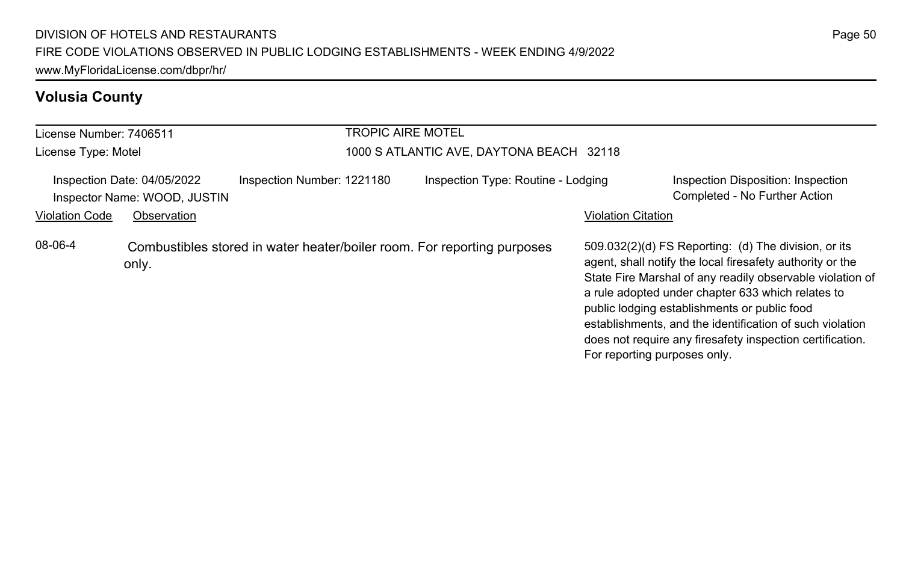## Volusia County

License Number: 7406511

License Type: Motel

**TROPIC AIRE MOTEL**

1000 S ATLANTIC AVE, DAYTONA BEACH 32118

Inspection Date: 04/05/2022

Inspector Name: WOOD, JUSTIN

Inspection Number: 1221180

Inspection Type: Routine - Lodging

Inspection Disposition: Inspection Completed - No Further Action

| Violation Code | Observation | Violation Citation |
|---|---|---|
| 08-06-4 | Combustibles stored in water heater/boiler room. For reporting purposes only. | 509.032(2)(d) FS Reporting: (d) The division, or its agent, shall notify the local firesafety authority or the State Fire Marshal of any readily observable violation of a rule adopted under chapter 633 which relates to public lodging establishments or public food establishments, and the identification of such violation does not require any firesafety inspection certification. For reporting purposes only. |